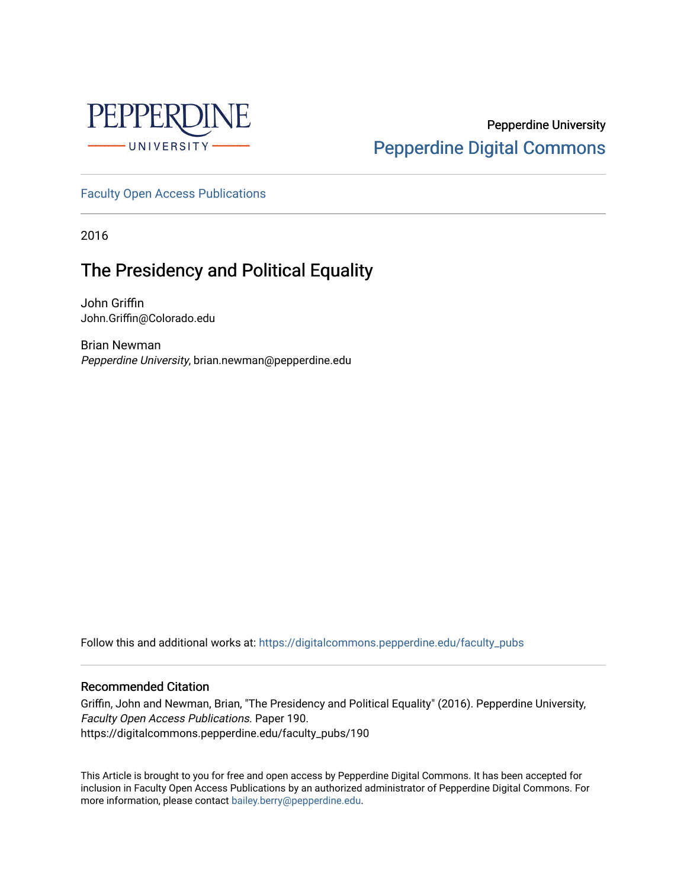Pepperdine University

Pepperdine Digital Commons

Faculty Open Access Publications

2016

# The Presidency and Political Equality

John Griffin
John.Griffin@Colorado.edu

Brian Newman
*Pepperdine University*, brian.newman@pepperdine.edu

Follow this and additional works at: https://digitalcommons.pepperdine.edu/faculty_pubs

## Recommended Citation

Griffin, John and Newman, Brian, "The Presidency and Political Equality" (2016). Pepperdine University, *Faculty Open Access Publications.* Paper 190.
https://digitalcommons.pepperdine.edu/faculty_pubs/190

This Article is brought to you for free and open access by Pepperdine Digital Commons. It has been accepted for inclusion in Faculty Open Access Publications by an authorized administrator of Pepperdine Digital Commons. For more information, please contact bailey.berry@pepperdine.edu.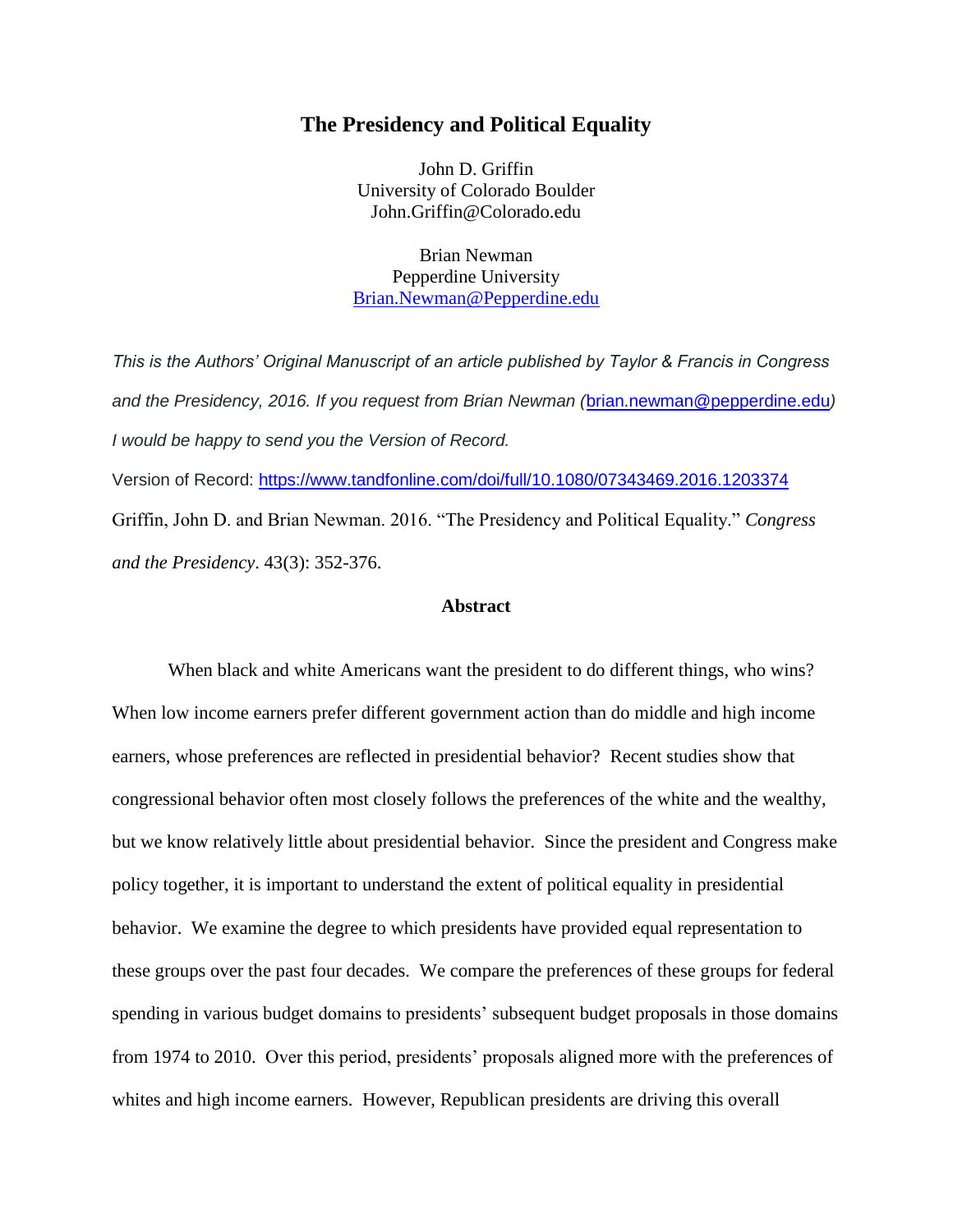# The Presidency and Political Equality

John D. Griffin
University of Colorado Boulder
John.Griffin@Colorado.edu

Brian Newman
Pepperdine University
[Brian.Newman@Pepperdine.edu](mailto:Brian.Newman@Pepperdine.edu)

*This is the Authors' Original Manuscript of an article published by Taylor & Francis in Congress and the Presidency, 2016. If you request from Brian Newman (*[brian.newman@pepperdine.edu](mailto:brian.newman@pepperdine.edu)*) I would be happy to send you the Version of Record.*

Version of Record: [https://www.tandfonline.com/doi/full/10.1080/07343469.2016.1203374](https://www.tandfonline.com/doi/full/10.1080/07343469.2016.1203374)

Griffin, John D. and Brian Newman. 2016. "The Presidency and Political Equality." *Congress and the Presidency*. 43(3): 352-376.

### Abstract

When black and white Americans want the president to do different things, who wins? When low income earners prefer different government action than do middle and high income earners, whose preferences are reflected in presidential behavior? Recent studies show that congressional behavior often most closely follows the preferences of the white and the wealthy, but we know relatively little about presidential behavior. Since the president and Congress make policy together, it is important to understand the extent of political equality in presidential behavior. We examine the degree to which presidents have provided equal representation to these groups over the past four decades. We compare the preferences of these groups for federal spending in various budget domains to presidents' subsequent budget proposals in those domains from 1974 to 2010. Over this period, presidents' proposals aligned more with the preferences of whites and high income earners. However, Republican presidents are driving this overall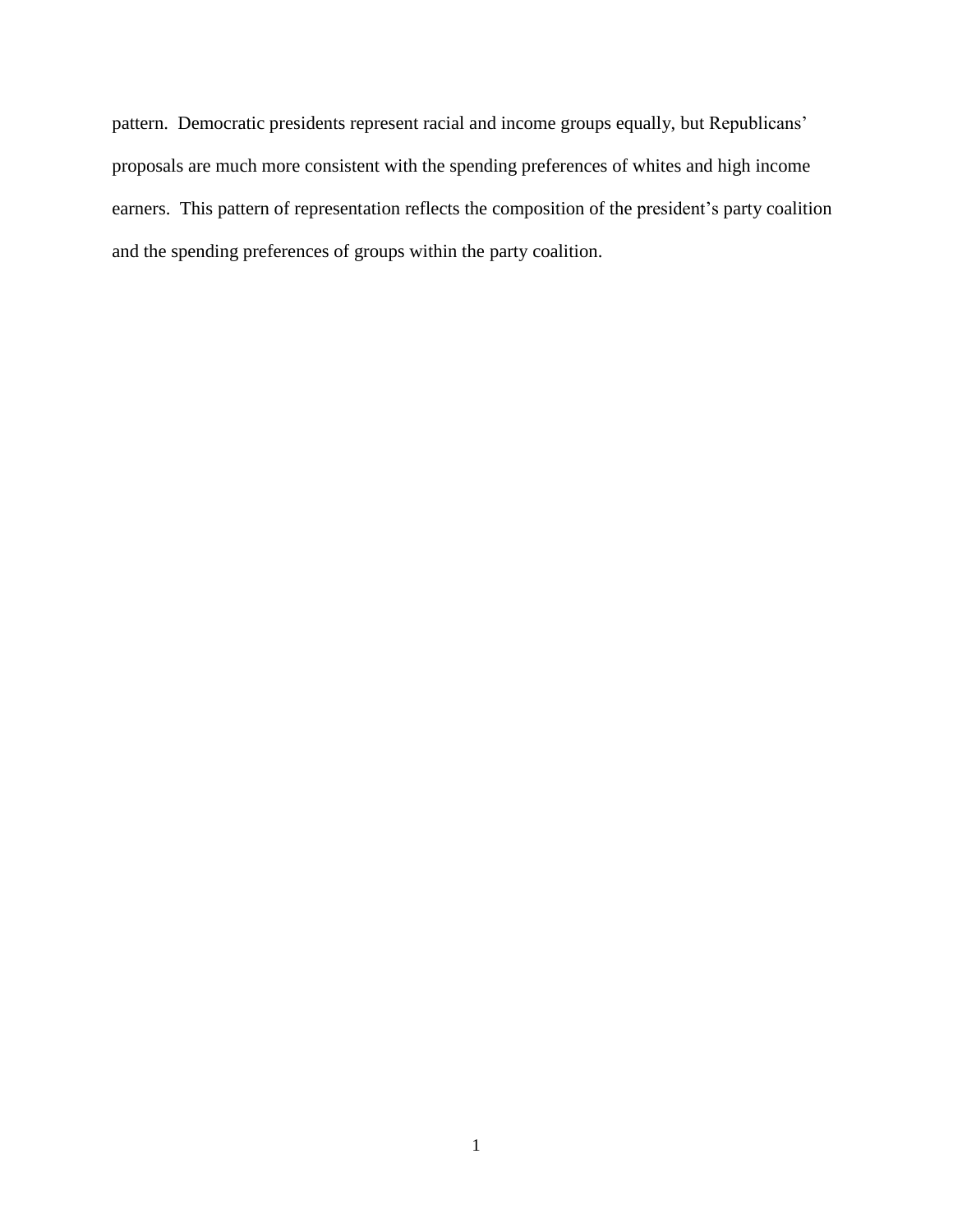pattern. Democratic presidents represent racial and income groups equally, but Republicans' proposals are much more consistent with the spending preferences of whites and high income earners. This pattern of representation reflects the composition of the president's party coalition and the spending preferences of groups within the party coalition.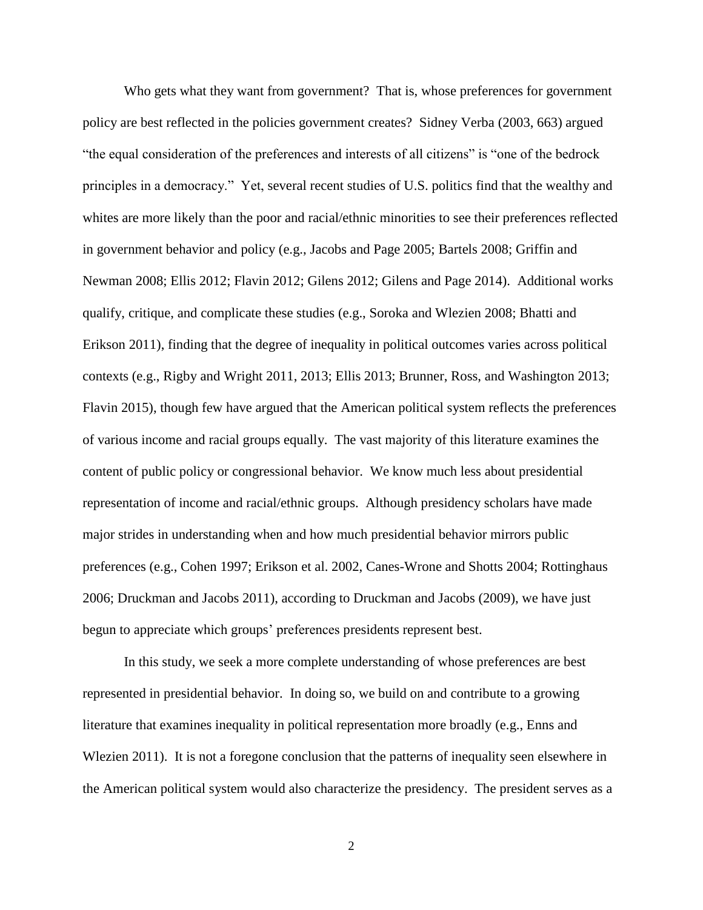Who gets what they want from government? That is, whose preferences for government policy are best reflected in the policies government creates? Sidney Verba (2003, 663) argued "the equal consideration of the preferences and interests of all citizens" is "one of the bedrock principles in a democracy." Yet, several recent studies of U.S. politics find that the wealthy and whites are more likely than the poor and racial/ethnic minorities to see their preferences reflected in government behavior and policy (e.g., Jacobs and Page 2005; Bartels 2008; Griffin and Newman 2008; Ellis 2012; Flavin 2012; Gilens 2012; Gilens and Page 2014). Additional works qualify, critique, and complicate these studies (e.g., Soroka and Wlezien 2008; Bhatti and Erikson 2011), finding that the degree of inequality in political outcomes varies across political contexts (e.g., Rigby and Wright 2011, 2013; Ellis 2013; Brunner, Ross, and Washington 2013; Flavin 2015), though few have argued that the American political system reflects the preferences of various income and racial groups equally. The vast majority of this literature examines the content of public policy or congressional behavior. We know much less about presidential representation of income and racial/ethnic groups. Although presidency scholars have made major strides in understanding when and how much presidential behavior mirrors public preferences (e.g., Cohen 1997; Erikson et al. 2002, Canes-Wrone and Shotts 2004; Rottinghaus 2006; Druckman and Jacobs 2011), according to Druckman and Jacobs (2009), we have just begun to appreciate which groups' preferences presidents represent best.

In this study, we seek a more complete understanding of whose preferences are best represented in presidential behavior. In doing so, we build on and contribute to a growing literature that examines inequality in political representation more broadly (e.g., Enns and Wlezien 2011). It is not a foregone conclusion that the patterns of inequality seen elsewhere in the American political system would also characterize the presidency. The president serves as a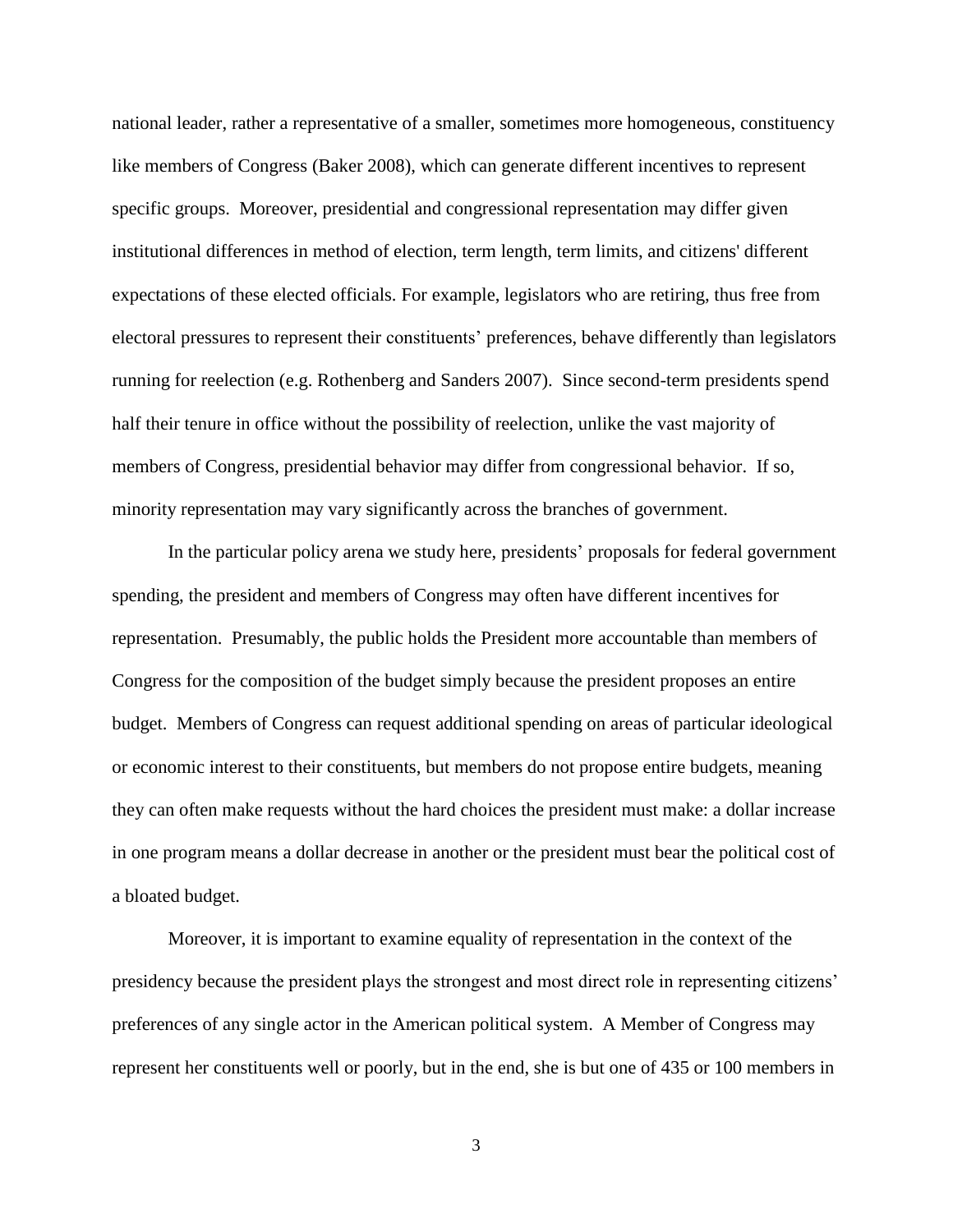national leader, rather a representative of a smaller, sometimes more homogeneous, constituency like members of Congress (Baker 2008), which can generate different incentives to represent specific groups. Moreover, presidential and congressional representation may differ given institutional differences in method of election, term length, term limits, and citizens' different expectations of these elected officials. For example, legislators who are retiring, thus free from electoral pressures to represent their constituents' preferences, behave differently than legislators running for reelection (e.g. Rothenberg and Sanders 2007). Since second-term presidents spend half their tenure in office without the possibility of reelection, unlike the vast majority of members of Congress, presidential behavior may differ from congressional behavior. If so, minority representation may vary significantly across the branches of government.

In the particular policy arena we study here, presidents' proposals for federal government spending, the president and members of Congress may often have different incentives for representation. Presumably, the public holds the President more accountable than members of Congress for the composition of the budget simply because the president proposes an entire budget. Members of Congress can request additional spending on areas of particular ideological or economic interest to their constituents, but members do not propose entire budgets, meaning they can often make requests without the hard choices the president must make: a dollar increase in one program means a dollar decrease in another or the president must bear the political cost of a bloated budget.

Moreover, it is important to examine equality of representation in the context of the presidency because the president plays the strongest and most direct role in representing citizens' preferences of any single actor in the American political system. A Member of Congress may represent her constituents well or poorly, but in the end, she is but one of 435 or 100 members in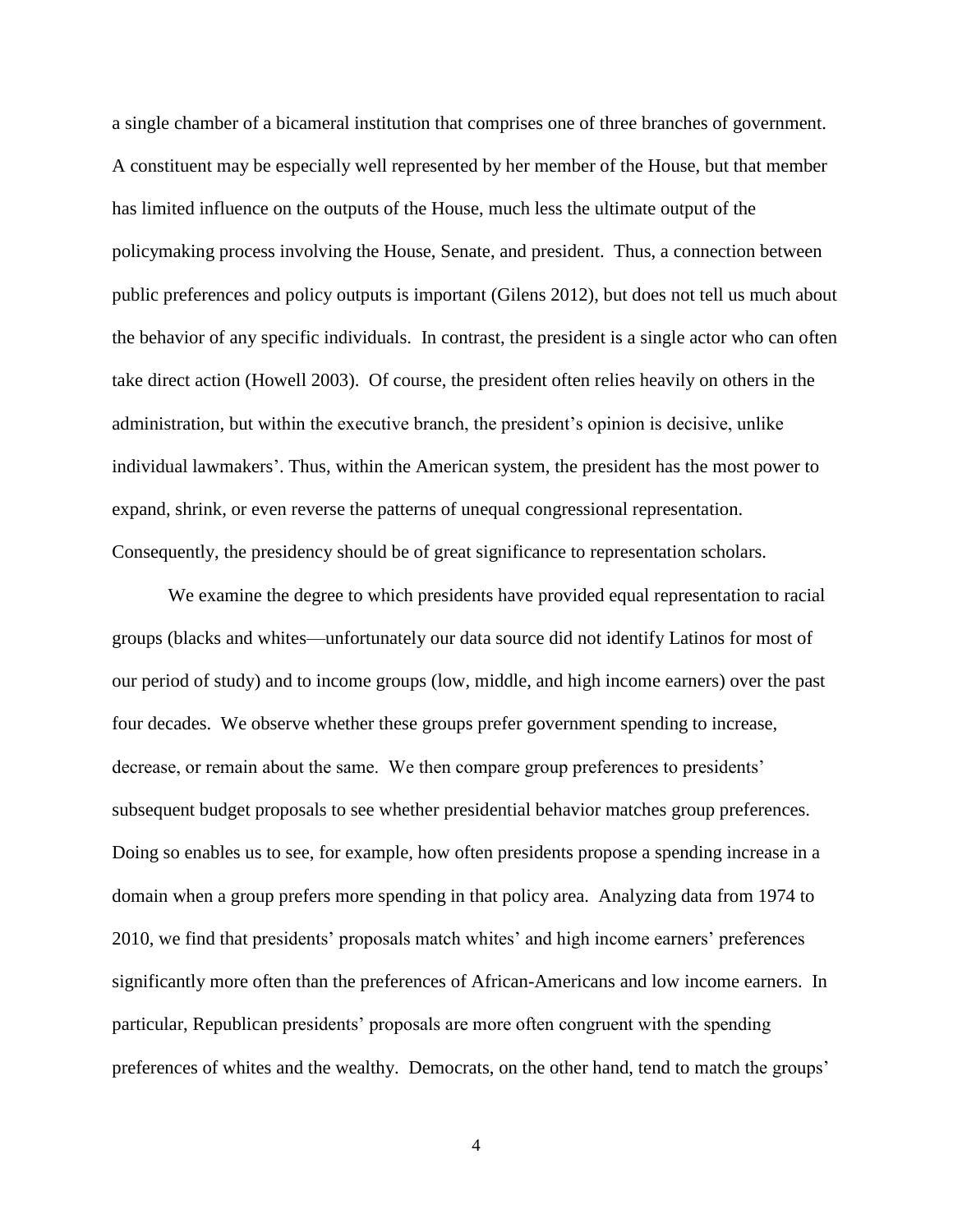a single chamber of a bicameral institution that comprises one of three branches of government. A constituent may be especially well represented by her member of the House, but that member has limited influence on the outputs of the House, much less the ultimate output of the policymaking process involving the House, Senate, and president. Thus, a connection between public preferences and policy outputs is important (Gilens 2012), but does not tell us much about the behavior of any specific individuals. In contrast, the president is a single actor who can often take direct action (Howell 2003). Of course, the president often relies heavily on others in the administration, but within the executive branch, the president's opinion is decisive, unlike individual lawmakers'. Thus, within the American system, the president has the most power to expand, shrink, or even reverse the patterns of unequal congressional representation. Consequently, the presidency should be of great significance to representation scholars.

We examine the degree to which presidents have provided equal representation to racial groups (blacks and whites—unfortunately our data source did not identify Latinos for most of our period of study) and to income groups (low, middle, and high income earners) over the past four decades. We observe whether these groups prefer government spending to increase, decrease, or remain about the same. We then compare group preferences to presidents' subsequent budget proposals to see whether presidential behavior matches group preferences. Doing so enables us to see, for example, how often presidents propose a spending increase in a domain when a group prefers more spending in that policy area. Analyzing data from 1974 to 2010, we find that presidents' proposals match whites' and high income earners' preferences significantly more often than the preferences of African-Americans and low income earners. In particular, Republican presidents' proposals are more often congruent with the spending preferences of whites and the wealthy. Democrats, on the other hand, tend to match the groups'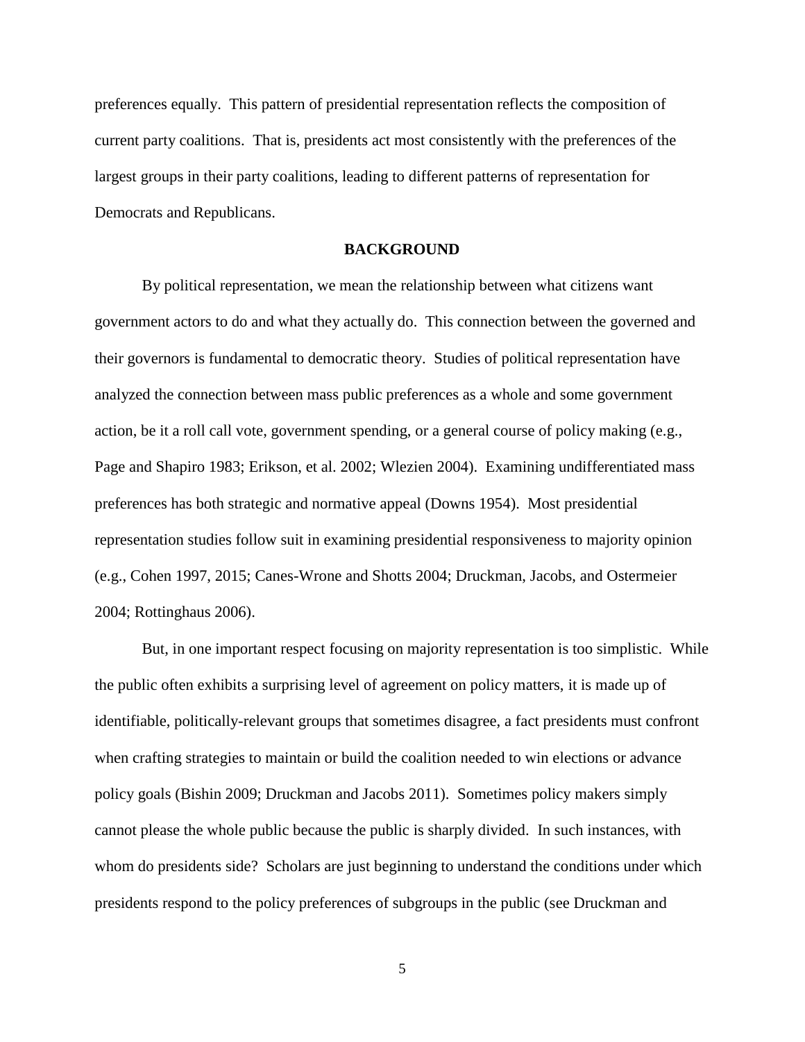preferences equally. This pattern of presidential representation reflects the composition of current party coalitions. That is, presidents act most consistently with the preferences of the largest groups in their party coalitions, leading to different patterns of representation for Democrats and Republicans.

## BACKGROUND

By political representation, we mean the relationship between what citizens want government actors to do and what they actually do. This connection between the governed and their governors is fundamental to democratic theory. Studies of political representation have analyzed the connection between mass public preferences as a whole and some government action, be it a roll call vote, government spending, or a general course of policy making (e.g., Page and Shapiro 1983; Erikson, et al. 2002; Wlezien 2004). Examining undifferentiated mass preferences has both strategic and normative appeal (Downs 1954). Most presidential representation studies follow suit in examining presidential responsiveness to majority opinion (e.g., Cohen 1997, 2015; Canes-Wrone and Shotts 2004; Druckman, Jacobs, and Ostermeier 2004; Rottinghaus 2006).

But, in one important respect focusing on majority representation is too simplistic. While the public often exhibits a surprising level of agreement on policy matters, it is made up of identifiable, politically-relevant groups that sometimes disagree, a fact presidents must confront when crafting strategies to maintain or build the coalition needed to win elections or advance policy goals (Bishin 2009; Druckman and Jacobs 2011). Sometimes policy makers simply cannot please the whole public because the public is sharply divided. In such instances, with whom do presidents side? Scholars are just beginning to understand the conditions under which presidents respond to the policy preferences of subgroups in the public (see Druckman and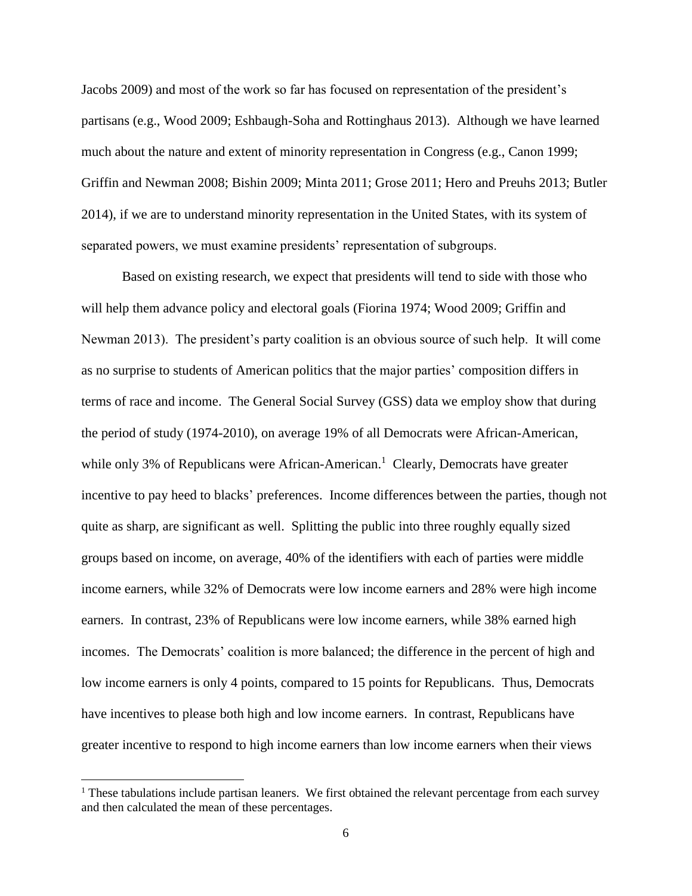Jacobs 2009) and most of the work so far has focused on representation of the president's partisans (e.g., Wood 2009; Eshbaugh-Soha and Rottinghaus 2013). Although we have learned much about the nature and extent of minority representation in Congress (e.g., Canon 1999; Griffin and Newman 2008; Bishin 2009; Minta 2011; Grose 2011; Hero and Preuhs 2013; Butler 2014), if we are to understand minority representation in the United States, with its system of separated powers, we must examine presidents' representation of subgroups.

Based on existing research, we expect that presidents will tend to side with those who will help them advance policy and electoral goals (Fiorina 1974; Wood 2009; Griffin and Newman 2013). The president's party coalition is an obvious source of such help. It will come as no surprise to students of American politics that the major parties' composition differs in terms of race and income. The General Social Survey (GSS) data we employ show that during the period of study (1974-2010), on average 19% of all Democrats were African-American, while only 3% of Republicans were African-American.[1] Clearly, Democrats have greater incentive to pay heed to blacks' preferences. Income differences between the parties, though not quite as sharp, are significant as well. Splitting the public into three roughly equally sized groups based on income, on average, 40% of the identifiers with each of parties were middle income earners, while 32% of Democrats were low income earners and 28% were high income earners. In contrast, 23% of Republicans were low income earners, while 38% earned high incomes. The Democrats' coalition is more balanced; the difference in the percent of high and low income earners is only 4 points, compared to 15 points for Republicans. Thus, Democrats have incentives to please both high and low income earners. In contrast, Republicans have greater incentive to respond to high income earners than low income earners when their views

[1] These tabulations include partisan leaners. We first obtained the relevant percentage from each survey and then calculated the mean of these percentages.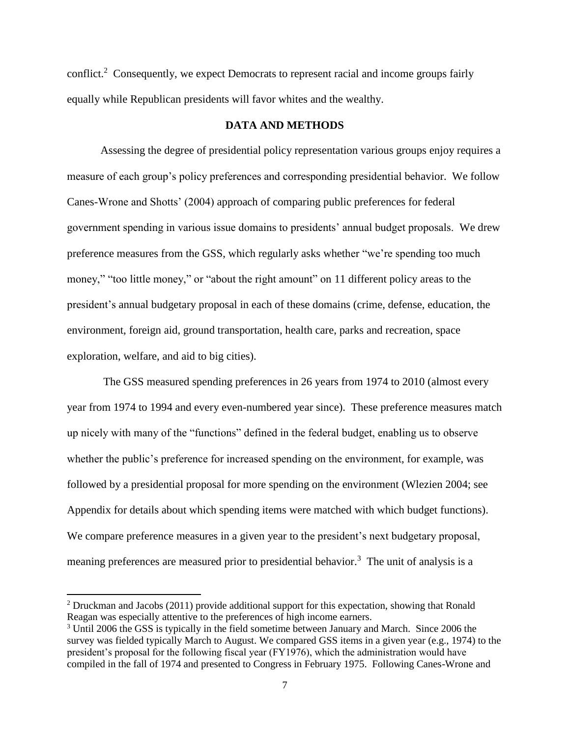conflict.[2] Consequently, we expect Democrats to represent racial and income groups fairly equally while Republican presidents will favor whites and the wealthy.

## DATA AND METHODS

Assessing the degree of presidential policy representation various groups enjoy requires a measure of each group's policy preferences and corresponding presidential behavior. We follow Canes-Wrone and Shotts' (2004) approach of comparing public preferences for federal government spending in various issue domains to presidents' annual budget proposals. We drew preference measures from the GSS, which regularly asks whether "we're spending too much money," "too little money," or "about the right amount" on 11 different policy areas to the president's annual budgetary proposal in each of these domains (crime, defense, education, the environment, foreign aid, ground transportation, health care, parks and recreation, space exploration, welfare, and aid to big cities).

The GSS measured spending preferences in 26 years from 1974 to 2010 (almost every year from 1974 to 1994 and every even-numbered year since). These preference measures match up nicely with many of the "functions" defined in the federal budget, enabling us to observe whether the public's preference for increased spending on the environment, for example, was followed by a presidential proposal for more spending on the environment (Wlezien 2004; see Appendix for details about which spending items were matched with which budget functions). We compare preference measures in a given year to the president's next budgetary proposal, meaning preferences are measured prior to presidential behavior.[3] The unit of analysis is a

[2] Druckman and Jacobs (2011) provide additional support for this expectation, showing that Ronald Reagan was especially attentive to the preferences of high income earners.

[3] Until 2006 the GSS is typically in the field sometime between January and March. Since 2006 the survey was fielded typically March to August. We compared GSS items in a given year (e.g., 1974) to the president's proposal for the following fiscal year (FY1976), which the administration would have compiled in the fall of 1974 and presented to Congress in February 1975. Following Canes-Wrone and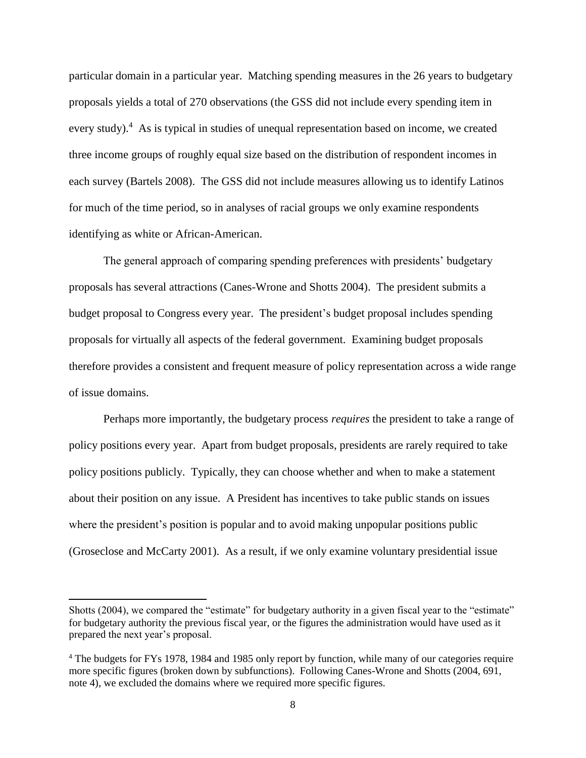particular domain in a particular year. Matching spending measures in the 26 years to budgetary proposals yields a total of 270 observations (the GSS did not include every spending item in every study).[4] As is typical in studies of unequal representation based on income, we created three income groups of roughly equal size based on the distribution of respondent incomes in each survey (Bartels 2008). The GSS did not include measures allowing us to identify Latinos for much of the time period, so in analyses of racial groups we only examine respondents identifying as white or African-American.

The general approach of comparing spending preferences with presidents' budgetary proposals has several attractions (Canes-Wrone and Shotts 2004). The president submits a budget proposal to Congress every year. The president's budget proposal includes spending proposals for virtually all aspects of the federal government. Examining budget proposals therefore provides a consistent and frequent measure of policy representation across a wide range of issue domains.

Perhaps more importantly, the budgetary process *requires* the president to take a range of policy positions every year. Apart from budget proposals, presidents are rarely required to take policy positions publicly. Typically, they can choose whether and when to make a statement about their position on any issue. A President has incentives to take public stands on issues where the president's position is popular and to avoid making unpopular positions public (Groseclose and McCarty 2001). As a result, if we only examine voluntary presidential issue

---

Shotts (2004), we compared the "estimate" for budgetary authority in a given fiscal year to the "estimate" for budgetary authority the previous fiscal year, or the figures the administration would have used as it prepared the next year's proposal.

[4] The budgets for FYs 1978, 1984 and 1985 only report by function, while many of our categories require more specific figures (broken down by subfunctions). Following Canes-Wrone and Shotts (2004, 691, note 4), we excluded the domains where we required more specific figures.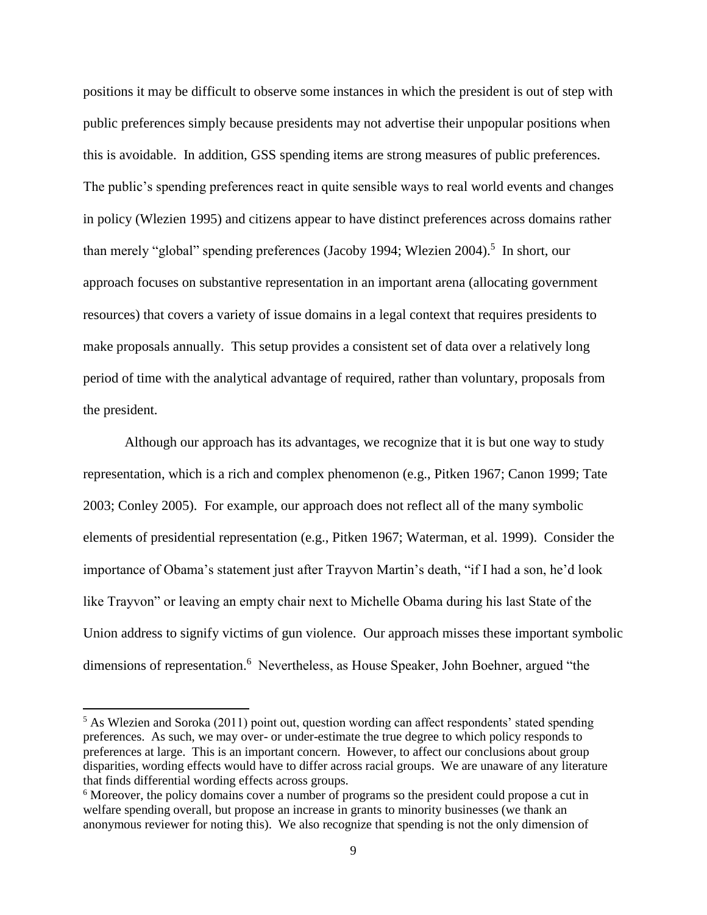positions it may be difficult to observe some instances in which the president is out of step with public preferences simply because presidents may not advertise their unpopular positions when this is avoidable. In addition, GSS spending items are strong measures of public preferences. The public's spending preferences react in quite sensible ways to real world events and changes in policy (Wlezien 1995) and citizens appear to have distinct preferences across domains rather than merely "global" spending preferences (Jacoby 1994; Wlezien 2004).[5] In short, our approach focuses on substantive representation in an important arena (allocating government resources) that covers a variety of issue domains in a legal context that requires presidents to make proposals annually. This setup provides a consistent set of data over a relatively long period of time with the analytical advantage of required, rather than voluntary, proposals from the president.

Although our approach has its advantages, we recognize that it is but one way to study representation, which is a rich and complex phenomenon (e.g., Pitken 1967; Canon 1999; Tate 2003; Conley 2005). For example, our approach does not reflect all of the many symbolic elements of presidential representation (e.g., Pitken 1967; Waterman, et al. 1999). Consider the importance of Obama's statement just after Trayvon Martin's death, "if I had a son, he'd look like Trayvon" or leaving an empty chair next to Michelle Obama during his last State of the Union address to signify victims of gun violence. Our approach misses these important symbolic dimensions of representation.[6] Nevertheless, as House Speaker, John Boehner, argued "the

---

[5] As Wlezien and Soroka (2011) point out, question wording can affect respondents' stated spending preferences. As such, we may over- or under-estimate the true degree to which policy responds to preferences at large. This is an important concern. However, to affect our conclusions about group disparities, wording effects would have to differ across racial groups. We are unaware of any literature that finds differential wording effects across groups.

[6] Moreover, the policy domains cover a number of programs so the president could propose a cut in welfare spending overall, but propose an increase in grants to minority businesses (we thank an anonymous reviewer for noting this). We also recognize that spending is not the only dimension of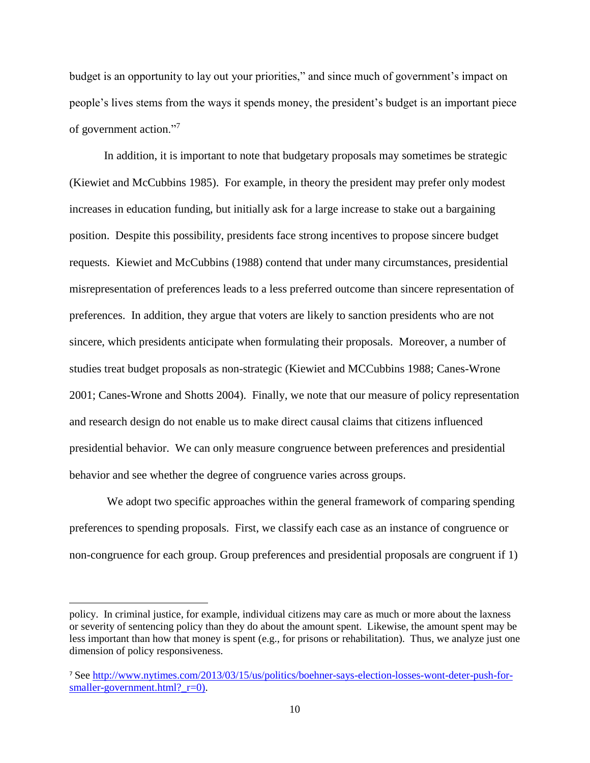budget is an opportunity to lay out your priorities," and since much of government's impact on people's lives stems from the ways it spends money, the president's budget is an important piece of government action."[7]

In addition, it is important to note that budgetary proposals may sometimes be strategic (Kiewiet and McCubbins 1985). For example, in theory the president may prefer only modest increases in education funding, but initially ask for a large increase to stake out a bargaining position. Despite this possibility, presidents face strong incentives to propose sincere budget requests. Kiewiet and McCubbins (1988) contend that under many circumstances, presidential misrepresentation of preferences leads to a less preferred outcome than sincere representation of preferences. In addition, they argue that voters are likely to sanction presidents who are not sincere, which presidents anticipate when formulating their proposals. Moreover, a number of studies treat budget proposals as non-strategic (Kiewiet and MCCubbins 1988; Canes-Wrone 2001; Canes-Wrone and Shotts 2004). Finally, we note that our measure of policy representation and research design do not enable us to make direct causal claims that citizens influenced presidential behavior. We can only measure congruence between preferences and presidential behavior and see whether the degree of congruence varies across groups.

We adopt two specific approaches within the general framework of comparing spending preferences to spending proposals. First, we classify each case as an instance of congruence or non-congruence for each group. Group preferences and presidential proposals are congruent if 1)

---

policy. In criminal justice, for example, individual citizens may care as much or more about the laxness or severity of sentencing policy than they do about the amount spent. Likewise, the amount spent may be less important than how that money is spent (e.g., for prisons or rehabilitation). Thus, we analyze just one dimension of policy responsiveness.

[7] See http://www.nytimes.com/2013/03/15/us/politics/boehner-says-election-losses-wont-deter-push-for-smaller-government.html?_r=0).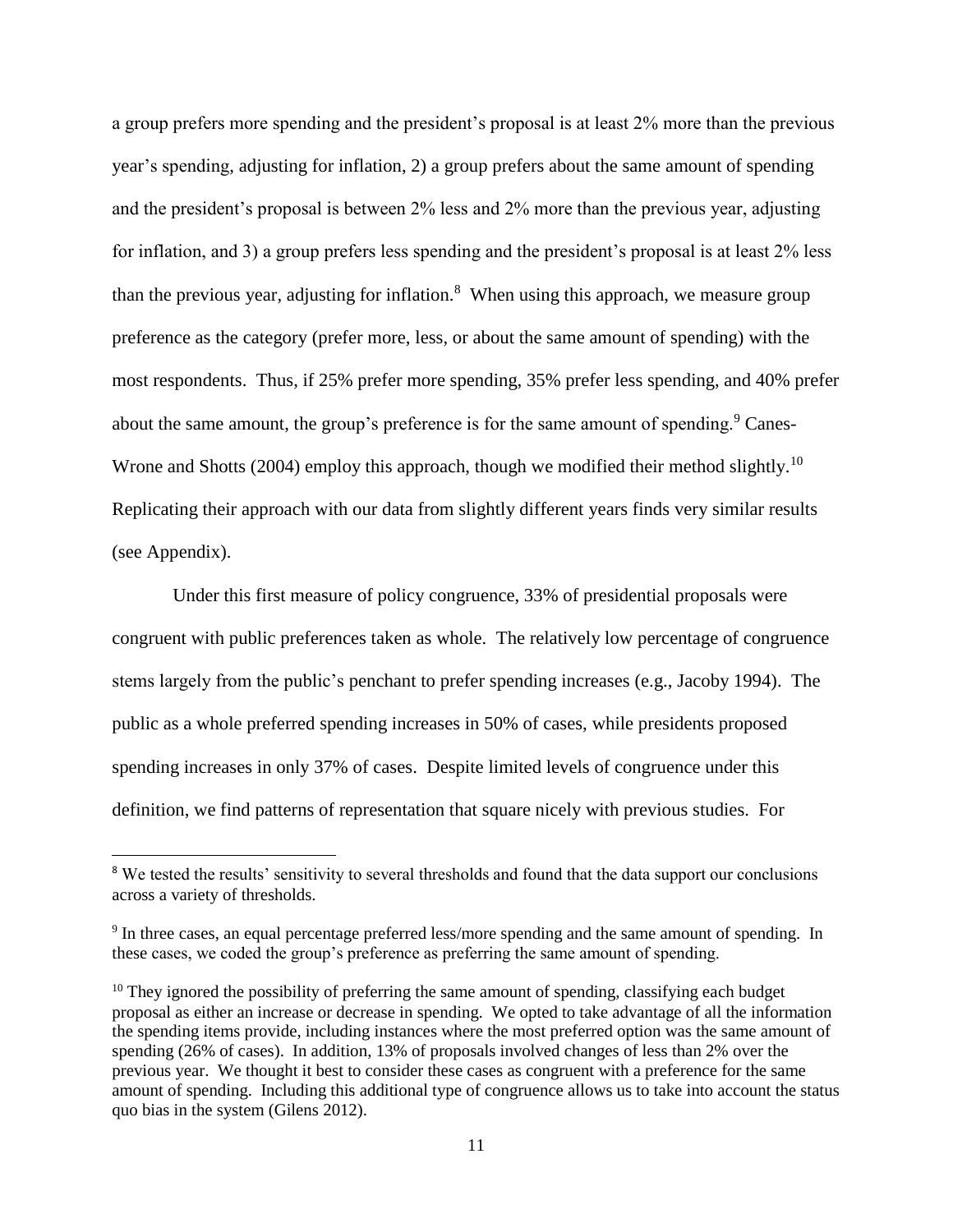a group prefers more spending and the president's proposal is at least 2% more than the previous year's spending, adjusting for inflation, 2) a group prefers about the same amount of spending and the president's proposal is between 2% less and 2% more than the previous year, adjusting for inflation, and 3) a group prefers less spending and the president's proposal is at least 2% less than the previous year, adjusting for inflation.[8] When using this approach, we measure group preference as the category (prefer more, less, or about the same amount of spending) with the most respondents. Thus, if 25% prefer more spending, 35% prefer less spending, and 40% prefer about the same amount, the group's preference is for the same amount of spending.[9] Canes-Wrone and Shotts (2004) employ this approach, though we modified their method slightly.[10] Replicating their approach with our data from slightly different years finds very similar results (see Appendix).

Under this first measure of policy congruence, 33% of presidential proposals were congruent with public preferences taken as whole. The relatively low percentage of congruence stems largely from the public's penchant to prefer spending increases (e.g., Jacoby 1994). The public as a whole preferred spending increases in 50% of cases, while presidents proposed spending increases in only 37% of cases. Despite limited levels of congruence under this definition, we find patterns of representation that square nicely with previous studies. For

---

[8] We tested the results' sensitivity to several thresholds and found that the data support our conclusions across a variety of thresholds.

[9] In three cases, an equal percentage preferred less/more spending and the same amount of spending. In these cases, we coded the group's preference as preferring the same amount of spending.

[10] They ignored the possibility of preferring the same amount of spending, classifying each budget proposal as either an increase or decrease in spending. We opted to take advantage of all the information the spending items provide, including instances where the most preferred option was the same amount of spending (26% of cases). In addition, 13% of proposals involved changes of less than 2% over the previous year. We thought it best to consider these cases as congruent with a preference for the same amount of spending. Including this additional type of congruence allows us to take into account the status quo bias in the system (Gilens 2012).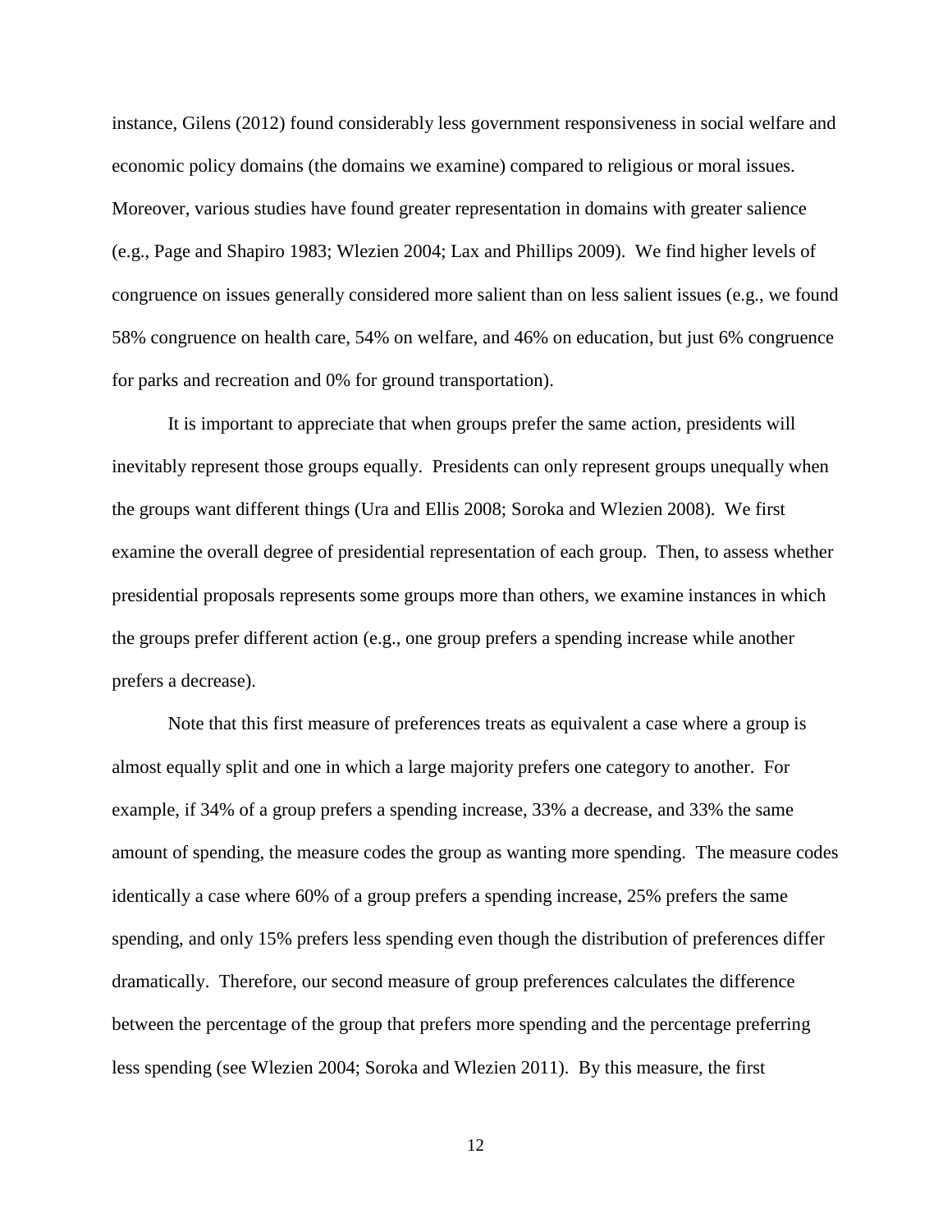instance, Gilens (2012) found considerably less government responsiveness in social welfare and economic policy domains (the domains we examine) compared to religious or moral issues. Moreover, various studies have found greater representation in domains with greater salience (e.g., Page and Shapiro 1983; Wlezien 2004; Lax and Phillips 2009). We find higher levels of congruence on issues generally considered more salient than on less salient issues (e.g., we found 58% congruence on health care, 54% on welfare, and 46% on education, but just 6% congruence for parks and recreation and 0% for ground transportation).

It is important to appreciate that when groups prefer the same action, presidents will inevitably represent those groups equally. Presidents can only represent groups unequally when the groups want different things (Ura and Ellis 2008; Soroka and Wlezien 2008). We first examine the overall degree of presidential representation of each group. Then, to assess whether presidential proposals represents some groups more than others, we examine instances in which the groups prefer different action (e.g., one group prefers a spending increase while another prefers a decrease).

Note that this first measure of preferences treats as equivalent a case where a group is almost equally split and one in which a large majority prefers one category to another. For example, if 34% of a group prefers a spending increase, 33% a decrease, and 33% the same amount of spending, the measure codes the group as wanting more spending. The measure codes identically a case where 60% of a group prefers a spending increase, 25% prefers the same spending, and only 15% prefers less spending even though the distribution of preferences differ dramatically. Therefore, our second measure of group preferences calculates the difference between the percentage of the group that prefers more spending and the percentage preferring less spending (see Wlezien 2004; Soroka and Wlezien 2011). By this measure, the first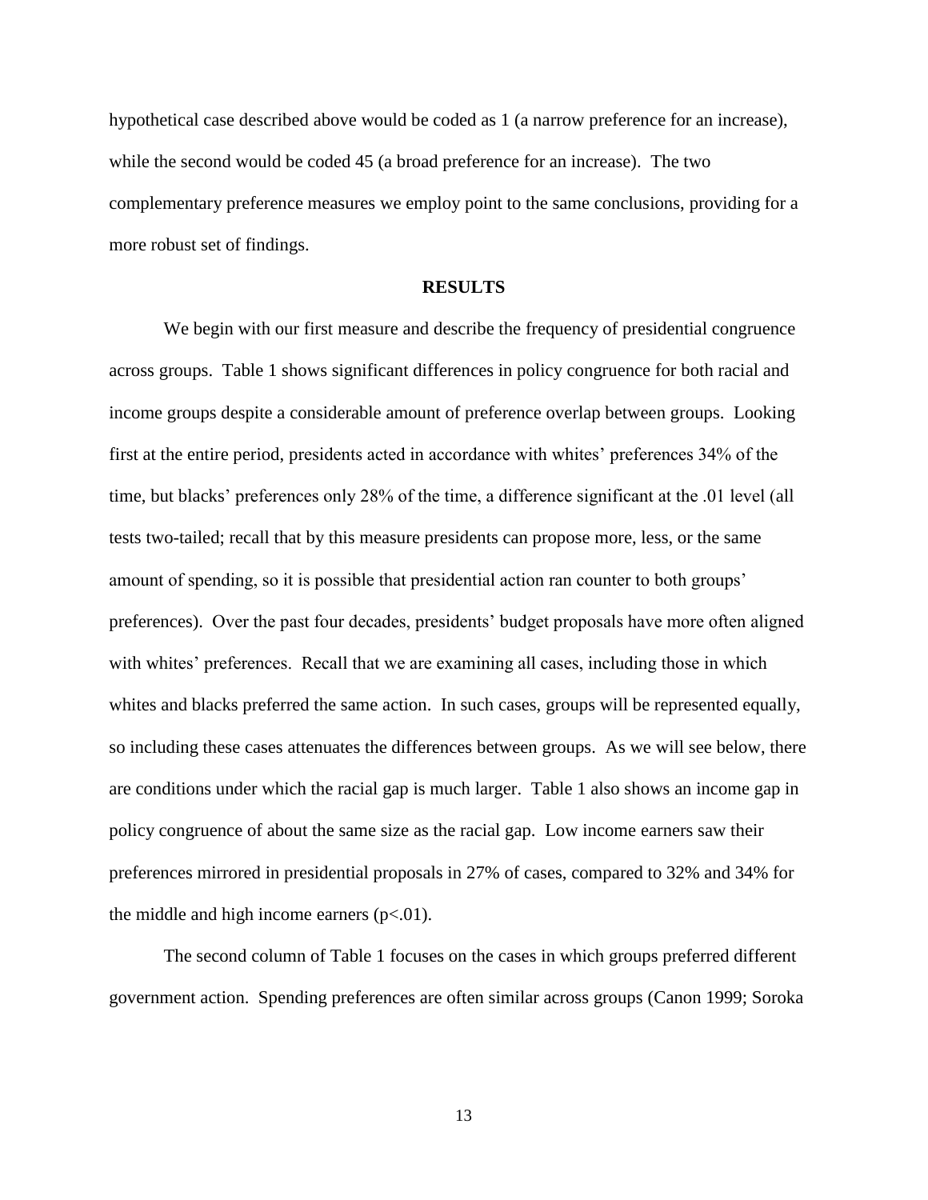hypothetical case described above would be coded as 1 (a narrow preference for an increase), while the second would be coded 45 (a broad preference for an increase). The two complementary preference measures we employ point to the same conclusions, providing for a more robust set of findings.

## RESULTS

We begin with our first measure and describe the frequency of presidential congruence across groups. Table 1 shows significant differences in policy congruence for both racial and income groups despite a considerable amount of preference overlap between groups. Looking first at the entire period, presidents acted in accordance with whites' preferences 34% of the time, but blacks' preferences only 28% of the time, a difference significant at the .01 level (all tests two-tailed; recall that by this measure presidents can propose more, less, or the same amount of spending, so it is possible that presidential action ran counter to both groups' preferences). Over the past four decades, presidents' budget proposals have more often aligned with whites' preferences. Recall that we are examining all cases, including those in which whites and blacks preferred the same action. In such cases, groups will be represented equally, so including these cases attenuates the differences between groups. As we will see below, there are conditions under which the racial gap is much larger. Table 1 also shows an income gap in policy congruence of about the same size as the racial gap. Low income earners saw their preferences mirrored in presidential proposals in 27% of cases, compared to 32% and 34% for the middle and high income earners ($p<.01$).

The second column of Table 1 focuses on the cases in which groups preferred different government action. Spending preferences are often similar across groups (Canon 1999; Soroka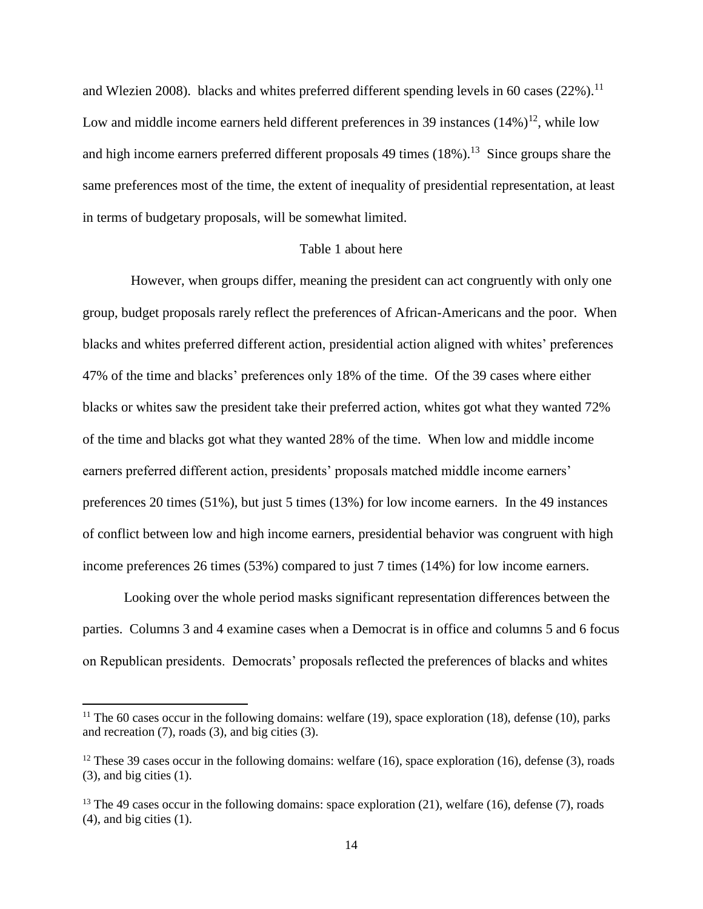and Wlezien 2008). blacks and whites preferred different spending levels in 60 cases (22%).[11] Low and middle income earners held different preferences in 39 instances (14%)[12], while low and high income earners preferred different proposals 49 times (18%).[13] Since groups share the same preferences most of the time, the extent of inequality of presidential representation, at least in terms of budgetary proposals, will be somewhat limited.

Table 1 about here

However, when groups differ, meaning the president can act congruently with only one group, budget proposals rarely reflect the preferences of African-Americans and the poor. When blacks and whites preferred different action, presidential action aligned with whites' preferences 47% of the time and blacks' preferences only 18% of the time. Of the 39 cases where either blacks or whites saw the president take their preferred action, whites got what they wanted 72% of the time and blacks got what they wanted 28% of the time. When low and middle income earners preferred different action, presidents' proposals matched middle income earners' preferences 20 times (51%), but just 5 times (13%) for low income earners. In the 49 instances of conflict between low and high income earners, presidential behavior was congruent with high income preferences 26 times (53%) compared to just 7 times (14%) for low income earners.

Looking over the whole period masks significant representation differences between the parties. Columns 3 and 4 examine cases when a Democrat is in office and columns 5 and 6 focus on Republican presidents. Democrats' proposals reflected the preferences of blacks and whites

---

[11] The 60 cases occur in the following domains: welfare (19), space exploration (18), defense (10), parks and recreation (7), roads (3), and big cities (3).

[12] These 39 cases occur in the following domains: welfare (16), space exploration (16), defense (3), roads (3), and big cities (1).

[13] The 49 cases occur in the following domains: space exploration (21), welfare (16), defense (7), roads (4), and big cities (1).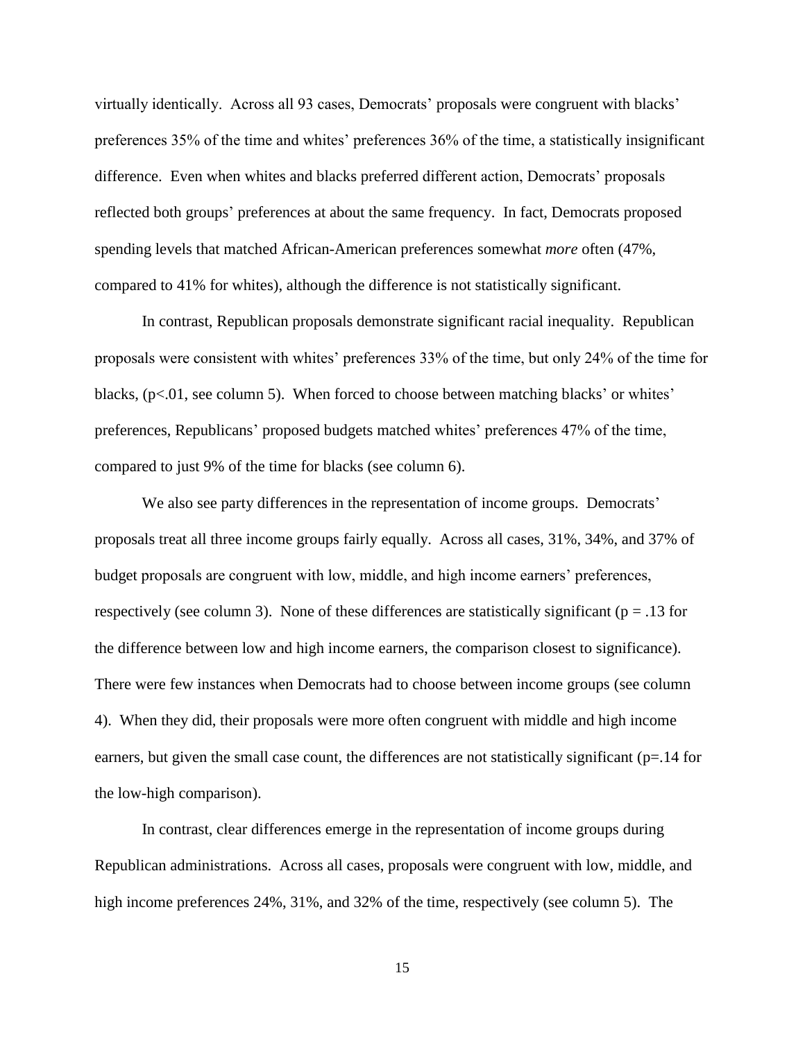virtually identically. Across all 93 cases, Democrats' proposals were congruent with blacks' preferences 35% of the time and whites' preferences 36% of the time, a statistically insignificant difference. Even when whites and blacks preferred different action, Democrats' proposals reflected both groups' preferences at about the same frequency. In fact, Democrats proposed spending levels that matched African-American preferences somewhat *more* often (47%, compared to 41% for whites), although the difference is not statistically significant.

In contrast, Republican proposals demonstrate significant racial inequality. Republican proposals were consistent with whites' preferences 33% of the time, but only 24% of the time for blacks, ($p<.01$, see column 5). When forced to choose between matching blacks' or whites' preferences, Republicans' proposed budgets matched whites' preferences 47% of the time, compared to just 9% of the time for blacks (see column 6).

We also see party differences in the representation of income groups. Democrats' proposals treat all three income groups fairly equally. Across all cases, 31%, 34%, and 37% of budget proposals are congruent with low, middle, and high income earners' preferences, respectively (see column 3). None of these differences are statistically significant ($p = .13$ for the difference between low and high income earners, the comparison closest to significance). There were few instances when Democrats had to choose between income groups (see column 4). When they did, their proposals were more often congruent with middle and high income earners, but given the small case count, the differences are not statistically significant ($p=.14$ for the low-high comparison).

In contrast, clear differences emerge in the representation of income groups during Republican administrations. Across all cases, proposals were congruent with low, middle, and high income preferences 24%, 31%, and 32% of the time, respectively (see column 5). The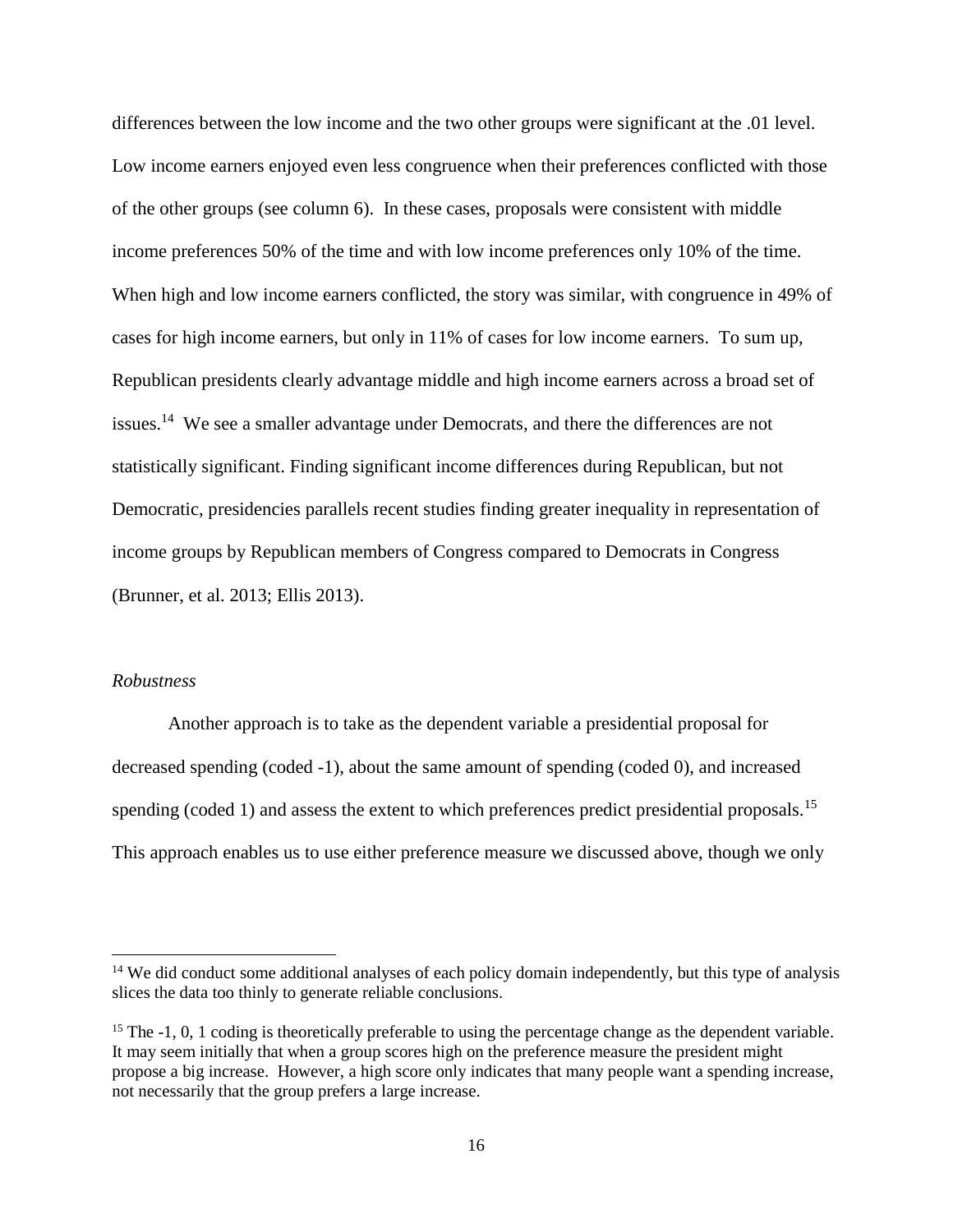differences between the low income and the two other groups were significant at the .01 level. Low income earners enjoyed even less congruence when their preferences conflicted with those of the other groups (see column 6). In these cases, proposals were consistent with middle income preferences 50% of the time and with low income preferences only 10% of the time. When high and low income earners conflicted, the story was similar, with congruence in 49% of cases for high income earners, but only in 11% of cases for low income earners. To sum up, Republican presidents clearly advantage middle and high income earners across a broad set of issues.[14] We see a smaller advantage under Democrats, and there the differences are not statistically significant. Finding significant income differences during Republican, but not Democratic, presidencies parallels recent studies finding greater inequality in representation of income groups by Republican members of Congress compared to Democrats in Congress (Brunner, et al. 2013; Ellis 2013).

*Robustness*

Another approach is to take as the dependent variable a presidential proposal for decreased spending (coded -1), about the same amount of spending (coded 0), and increased spending (coded 1) and assess the extent to which preferences predict presidential proposals.[15] This approach enables us to use either preference measure we discussed above, though we only

---

[14] We did conduct some additional analyses of each policy domain independently, but this type of analysis slices the data too thinly to generate reliable conclusions.

[15] The -1, 0, 1 coding is theoretically preferable to using the percentage change as the dependent variable. It may seem initially that when a group scores high on the preference measure the president might propose a big increase. However, a high score only indicates that many people want a spending increase, not necessarily that the group prefers a large increase.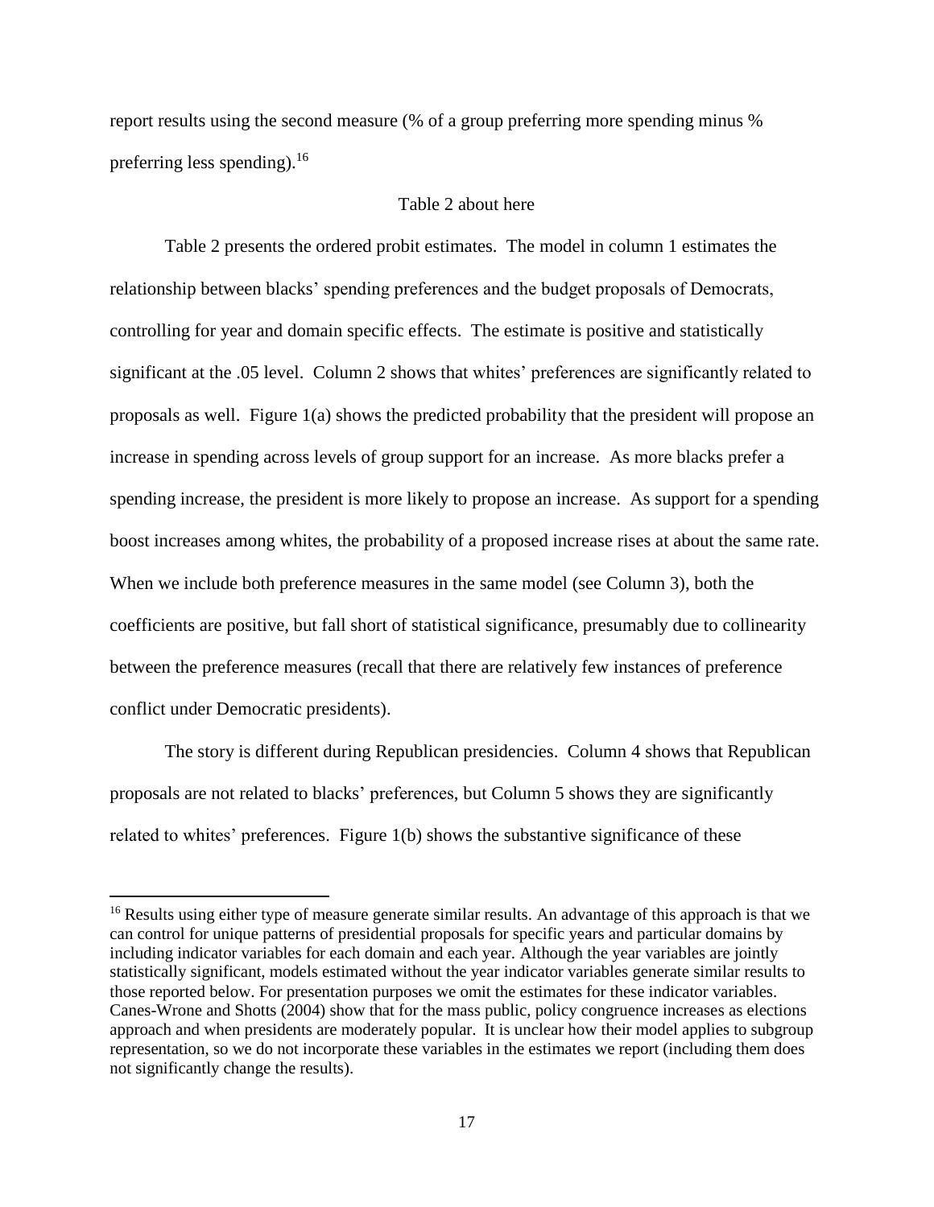report results using the second measure (% of a group preferring more spending minus % preferring less spending).[16]

Table 2 about here

Table 2 presents the ordered probit estimates. The model in column 1 estimates the relationship between blacks' spending preferences and the budget proposals of Democrats, controlling for year and domain specific effects. The estimate is positive and statistically significant at the .05 level. Column 2 shows that whites' preferences are significantly related to proposals as well. Figure 1(a) shows the predicted probability that the president will propose an increase in spending across levels of group support for an increase. As more blacks prefer a spending increase, the president is more likely to propose an increase. As support for a spending boost increases among whites, the probability of a proposed increase rises at about the same rate. When we include both preference measures in the same model (see Column 3), both the coefficients are positive, but fall short of statistical significance, presumably due to collinearity between the preference measures (recall that there are relatively few instances of preference conflict under Democratic presidents).

The story is different during Republican presidencies. Column 4 shows that Republican proposals are not related to blacks' preferences, but Column 5 shows they are significantly related to whites' preferences. Figure 1(b) shows the substantive significance of these

[16] Results using either type of measure generate similar results. An advantage of this approach is that we can control for unique patterns of presidential proposals for specific years and particular domains by including indicator variables for each domain and each year. Although the year variables are jointly statistically significant, models estimated without the year indicator variables generate similar results to those reported below. For presentation purposes we omit the estimates for these indicator variables. Canes-Wrone and Shotts (2004) show that for the mass public, policy congruence increases as elections approach and when presidents are moderately popular. It is unclear how their model applies to subgroup representation, so we do not incorporate these variables in the estimates we report (including them does not significantly change the results).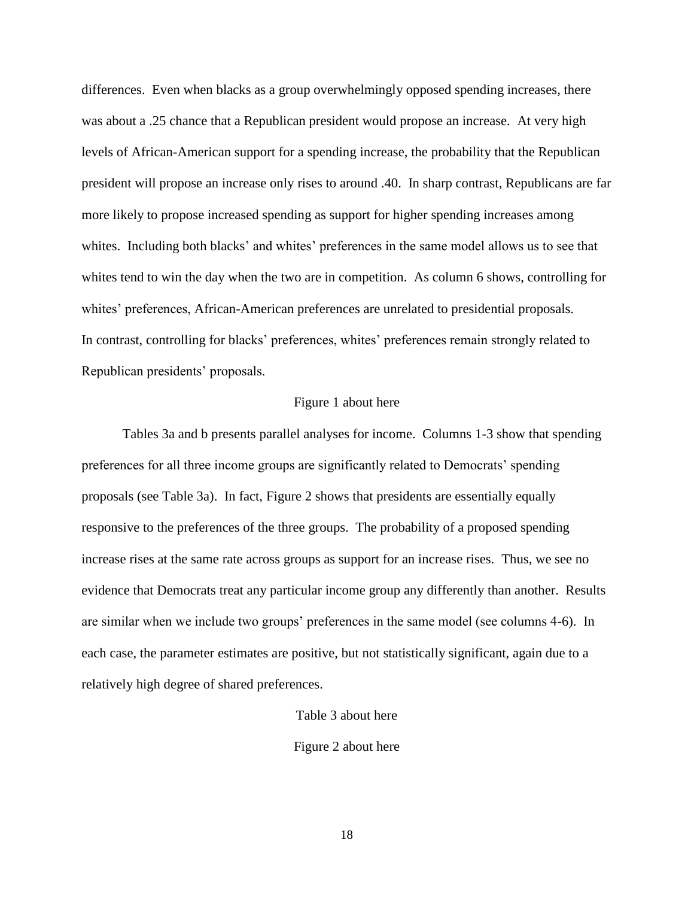differences. Even when blacks as a group overwhelmingly opposed spending increases, there was about a .25 chance that a Republican president would propose an increase. At very high levels of African-American support for a spending increase, the probability that the Republican president will propose an increase only rises to around .40. In sharp contrast, Republicans are far more likely to propose increased spending as support for higher spending increases among whites. Including both blacks' and whites' preferences in the same model allows us to see that whites tend to win the day when the two are in competition. As column 6 shows, controlling for whites' preferences, African-American preferences are unrelated to presidential proposals. In contrast, controlling for blacks' preferences, whites' preferences remain strongly related to Republican presidents' proposals.

Figure 1 about here

Tables 3a and b presents parallel analyses for income. Columns 1-3 show that spending preferences for all three income groups are significantly related to Democrats' spending proposals (see Table 3a). In fact, Figure 2 shows that presidents are essentially equally responsive to the preferences of the three groups. The probability of a proposed spending increase rises at the same rate across groups as support for an increase rises. Thus, we see no evidence that Democrats treat any particular income group any differently than another. Results are similar when we include two groups' preferences in the same model (see columns 4-6). In each case, the parameter estimates are positive, but not statistically significant, again due to a relatively high degree of shared preferences.

Table 3 about here

Figure 2 about here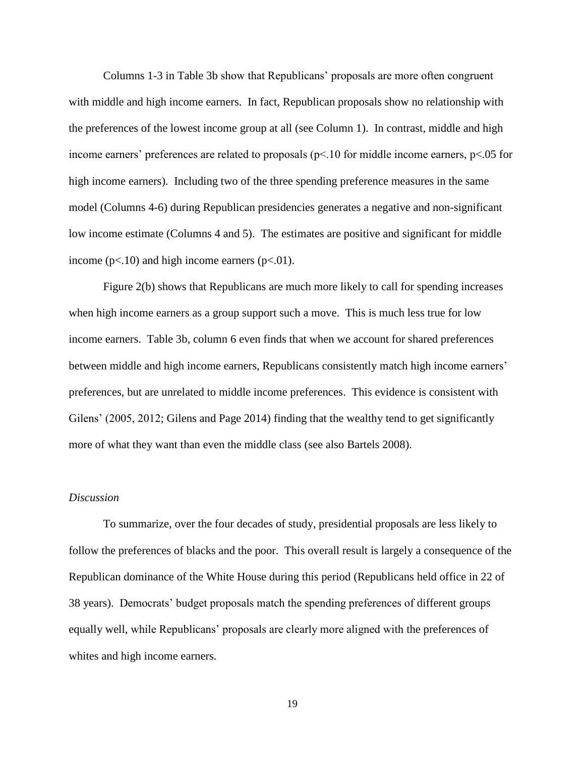Columns 1-3 in Table 3b show that Republicans' proposals are more often congruent with middle and high income earners. In fact, Republican proposals show no relationship with the preferences of the lowest income group at all (see Column 1). In contrast, middle and high income earners' preferences are related to proposals ($p<.10$ for middle income earners, $p<.05$ for high income earners). Including two of the three spending preference measures in the same model (Columns 4-6) during Republican presidencies generates a negative and non-significant low income estimate (Columns 4 and 5). The estimates are positive and significant for middle income ($p<.10$) and high income earners ($p<.01$).

Figure 2(b) shows that Republicans are much more likely to call for spending increases when high income earners as a group support such a move. This is much less true for low income earners. Table 3b, column 6 even finds that when we account for shared preferences between middle and high income earners, Republicans consistently match high income earners' preferences, but are unrelated to middle income preferences. This evidence is consistent with Gilens' (2005, 2012; Gilens and Page 2014) finding that the wealthy tend to get significantly more of what they want than even the middle class (see also Bartels 2008).

*Discussion*

To summarize, over the four decades of study, presidential proposals are less likely to follow the preferences of blacks and the poor. This overall result is largely a consequence of the Republican dominance of the White House during this period (Republicans held office in 22 of 38 years). Democrats' budget proposals match the spending preferences of different groups equally well, while Republicans' proposals are clearly more aligned with the preferences of whites and high income earners.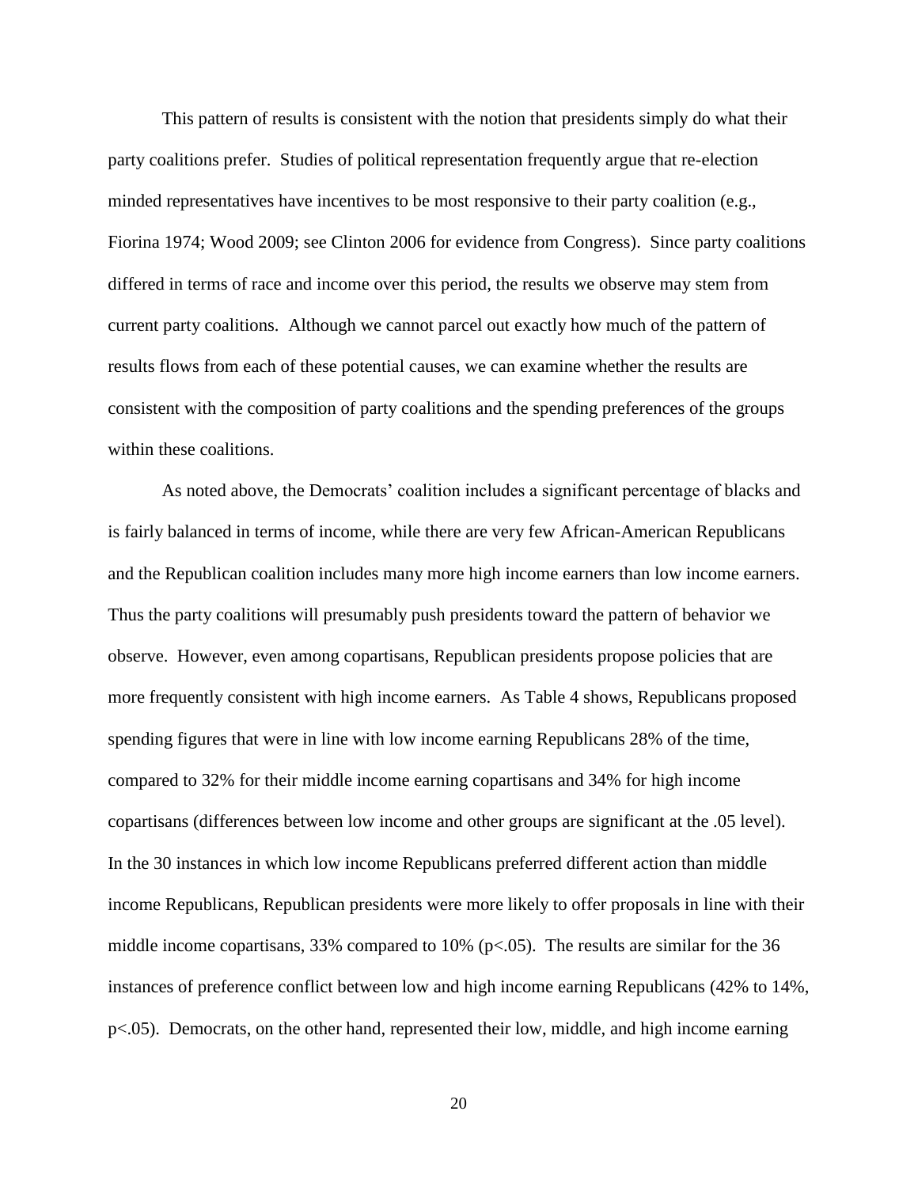This pattern of results is consistent with the notion that presidents simply do what their party coalitions prefer. Studies of political representation frequently argue that re-election minded representatives have incentives to be most responsive to their party coalition (e.g., Fiorina 1974; Wood 2009; see Clinton 2006 for evidence from Congress). Since party coalitions differed in terms of race and income over this period, the results we observe may stem from current party coalitions. Although we cannot parcel out exactly how much of the pattern of results flows from each of these potential causes, we can examine whether the results are consistent with the composition of party coalitions and the spending preferences of the groups within these coalitions.

As noted above, the Democrats' coalition includes a significant percentage of blacks and is fairly balanced in terms of income, while there are very few African-American Republicans and the Republican coalition includes many more high income earners than low income earners. Thus the party coalitions will presumably push presidents toward the pattern of behavior we observe. However, even among copartisans, Republican presidents propose policies that are more frequently consistent with high income earners. As Table 4 shows, Republicans proposed spending figures that were in line with low income earning Republicans 28% of the time, compared to 32% for their middle income earning copartisans and 34% for high income copartisans (differences between low income and other groups are significant at the .05 level). In the 30 instances in which low income Republicans preferred different action than middle income Republicans, Republican presidents were more likely to offer proposals in line with their middle income copartisans, 33% compared to 10% ($p<.05$). The results are similar for the 36 instances of preference conflict between low and high income earning Republicans (42% to 14%, $p<.05$). Democrats, on the other hand, represented their low, middle, and high income earning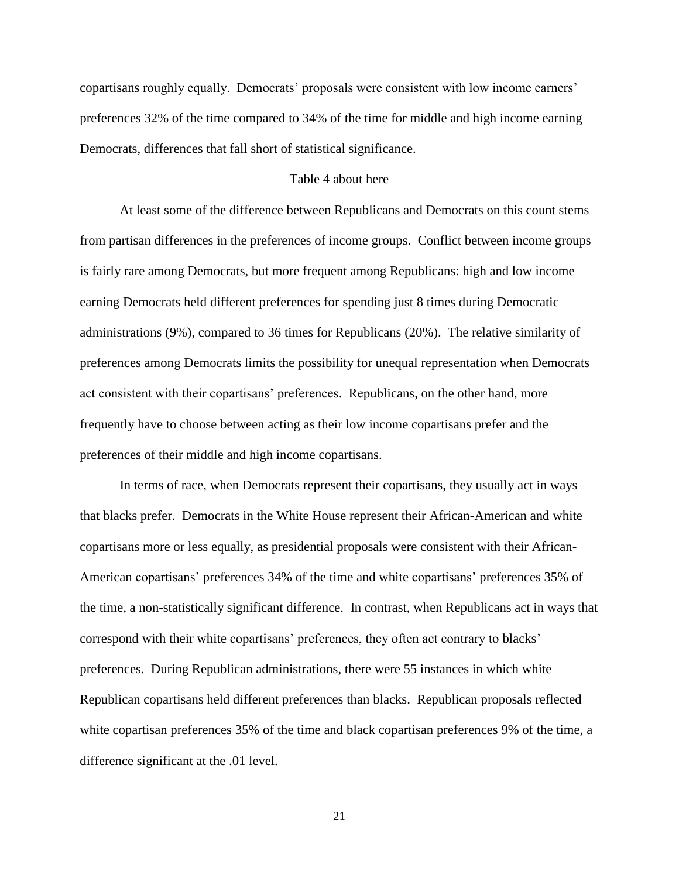copartisans roughly equally. Democrats' proposals were consistent with low income earners' preferences 32% of the time compared to 34% of the time for middle and high income earning Democrats, differences that fall short of statistical significance.

Table 4 about here

At least some of the difference between Republicans and Democrats on this count stems from partisan differences in the preferences of income groups. Conflict between income groups is fairly rare among Democrats, but more frequent among Republicans: high and low income earning Democrats held different preferences for spending just 8 times during Democratic administrations (9%), compared to 36 times for Republicans (20%). The relative similarity of preferences among Democrats limits the possibility for unequal representation when Democrats act consistent with their copartisans' preferences. Republicans, on the other hand, more frequently have to choose between acting as their low income copartisans prefer and the preferences of their middle and high income copartisans.

In terms of race, when Democrats represent their copartisans, they usually act in ways that blacks prefer. Democrats in the White House represent their African-American and white copartisans more or less equally, as presidential proposals were consistent with their African-American copartisans' preferences 34% of the time and white copartisans' preferences 35% of the time, a non-statistically significant difference. In contrast, when Republicans act in ways that correspond with their white copartisans' preferences, they often act contrary to blacks' preferences. During Republican administrations, there were 55 instances in which white Republican copartisans held different preferences than blacks. Republican proposals reflected white copartisan preferences 35% of the time and black copartisan preferences 9% of the time, a difference significant at the .01 level.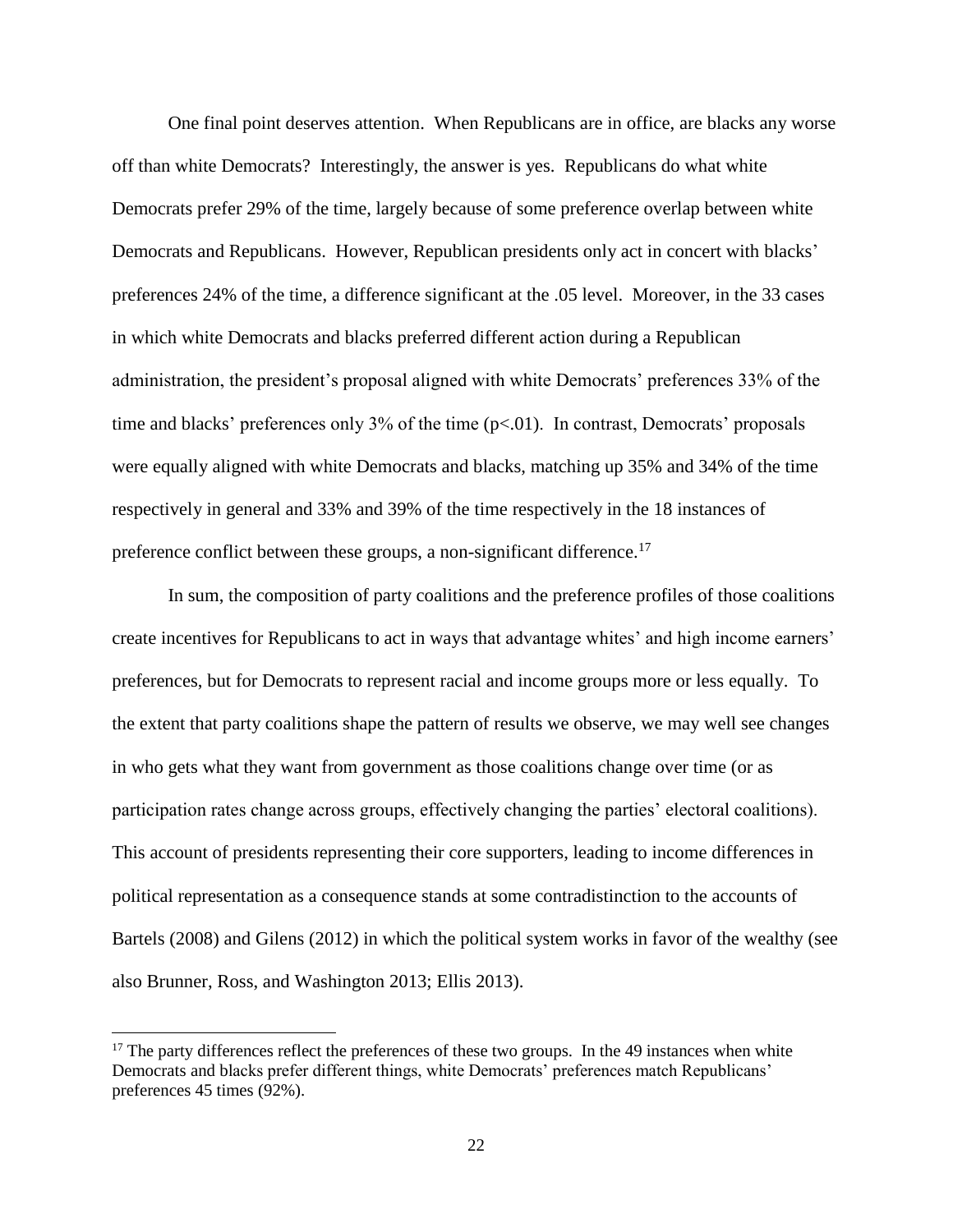One final point deserves attention. When Republicans are in office, are blacks any worse off than white Democrats? Interestingly, the answer is yes. Republicans do what white Democrats prefer 29% of the time, largely because of some preference overlap between white Democrats and Republicans. However, Republican presidents only act in concert with blacks' preferences 24% of the time, a difference significant at the .05 level. Moreover, in the 33 cases in which white Democrats and blacks preferred different action during a Republican administration, the president's proposal aligned with white Democrats' preferences 33% of the time and blacks' preferences only 3% of the time ($p<.01$). In contrast, Democrats' proposals were equally aligned with white Democrats and blacks, matching up 35% and 34% of the time respectively in general and 33% and 39% of the time respectively in the 18 instances of preference conflict between these groups, a non-significant difference.[17]

In sum, the composition of party coalitions and the preference profiles of those coalitions create incentives for Republicans to act in ways that advantage whites' and high income earners' preferences, but for Democrats to represent racial and income groups more or less equally. To the extent that party coalitions shape the pattern of results we observe, we may well see changes in who gets what they want from government as those coalitions change over time (or as participation rates change across groups, effectively changing the parties' electoral coalitions). This account of presidents representing their core supporters, leading to income differences in political representation as a consequence stands at some contradistinction to the accounts of Bartels (2008) and Gilens (2012) in which the political system works in favor of the wealthy (see also Brunner, Ross, and Washington 2013; Ellis 2013).

[17] The party differences reflect the preferences of these two groups. In the 49 instances when white Democrats and blacks prefer different things, white Democrats' preferences match Republicans' preferences 45 times (92%).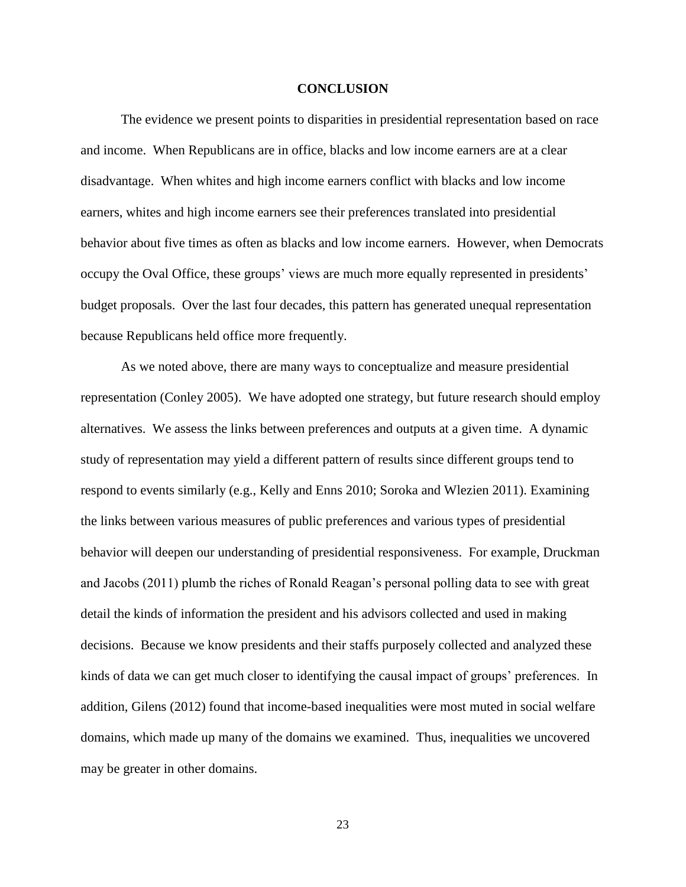## CONCLUSION

The evidence we present points to disparities in presidential representation based on race and income. When Republicans are in office, blacks and low income earners are at a clear disadvantage. When whites and high income earners conflict with blacks and low income earners, whites and high income earners see their preferences translated into presidential behavior about five times as often as blacks and low income earners. However, when Democrats occupy the Oval Office, these groups' views are much more equally represented in presidents' budget proposals. Over the last four decades, this pattern has generated unequal representation because Republicans held office more frequently.

As we noted above, there are many ways to conceptualize and measure presidential representation (Conley 2005). We have adopted one strategy, but future research should employ alternatives. We assess the links between preferences and outputs at a given time. A dynamic study of representation may yield a different pattern of results since different groups tend to respond to events similarly (e.g., Kelly and Enns 2010; Soroka and Wlezien 2011). Examining the links between various measures of public preferences and various types of presidential behavior will deepen our understanding of presidential responsiveness. For example, Druckman and Jacobs (2011) plumb the riches of Ronald Reagan's personal polling data to see with great detail the kinds of information the president and his advisors collected and used in making decisions. Because we know presidents and their staffs purposely collected and analyzed these kinds of data we can get much closer to identifying the causal impact of groups' preferences. In addition, Gilens (2012) found that income-based inequalities were most muted in social welfare domains, which made up many of the domains we examined. Thus, inequalities we uncovered may be greater in other domains.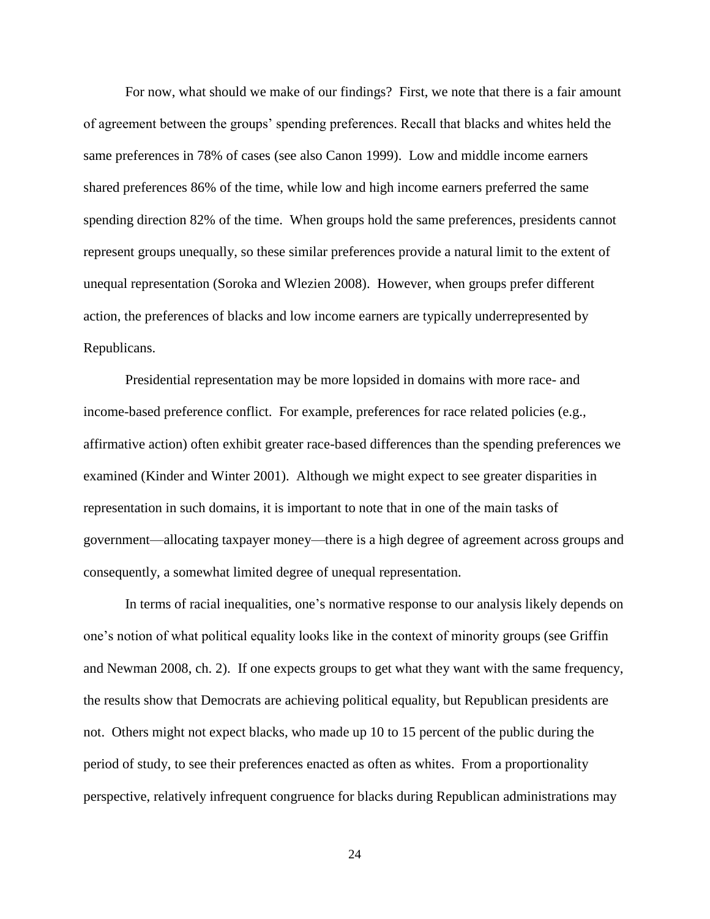For now, what should we make of our findings? First, we note that there is a fair amount of agreement between the groups' spending preferences. Recall that blacks and whites held the same preferences in 78% of cases (see also Canon 1999). Low and middle income earners shared preferences 86% of the time, while low and high income earners preferred the same spending direction 82% of the time. When groups hold the same preferences, presidents cannot represent groups unequally, so these similar preferences provide a natural limit to the extent of unequal representation (Soroka and Wlezien 2008). However, when groups prefer different action, the preferences of blacks and low income earners are typically underrepresented by Republicans.

Presidential representation may be more lopsided in domains with more race- and income-based preference conflict. For example, preferences for race related policies (e.g., affirmative action) often exhibit greater race-based differences than the spending preferences we examined (Kinder and Winter 2001). Although we might expect to see greater disparities in representation in such domains, it is important to note that in one of the main tasks of government—allocating taxpayer money—there is a high degree of agreement across groups and consequently, a somewhat limited degree of unequal representation.

In terms of racial inequalities, one's normative response to our analysis likely depends on one's notion of what political equality looks like in the context of minority groups (see Griffin and Newman 2008, ch. 2). If one expects groups to get what they want with the same frequency, the results show that Democrats are achieving political equality, but Republican presidents are not. Others might not expect blacks, who made up 10 to 15 percent of the public during the period of study, to see their preferences enacted as often as whites. From a proportionality perspective, relatively infrequent congruence for blacks during Republican administrations may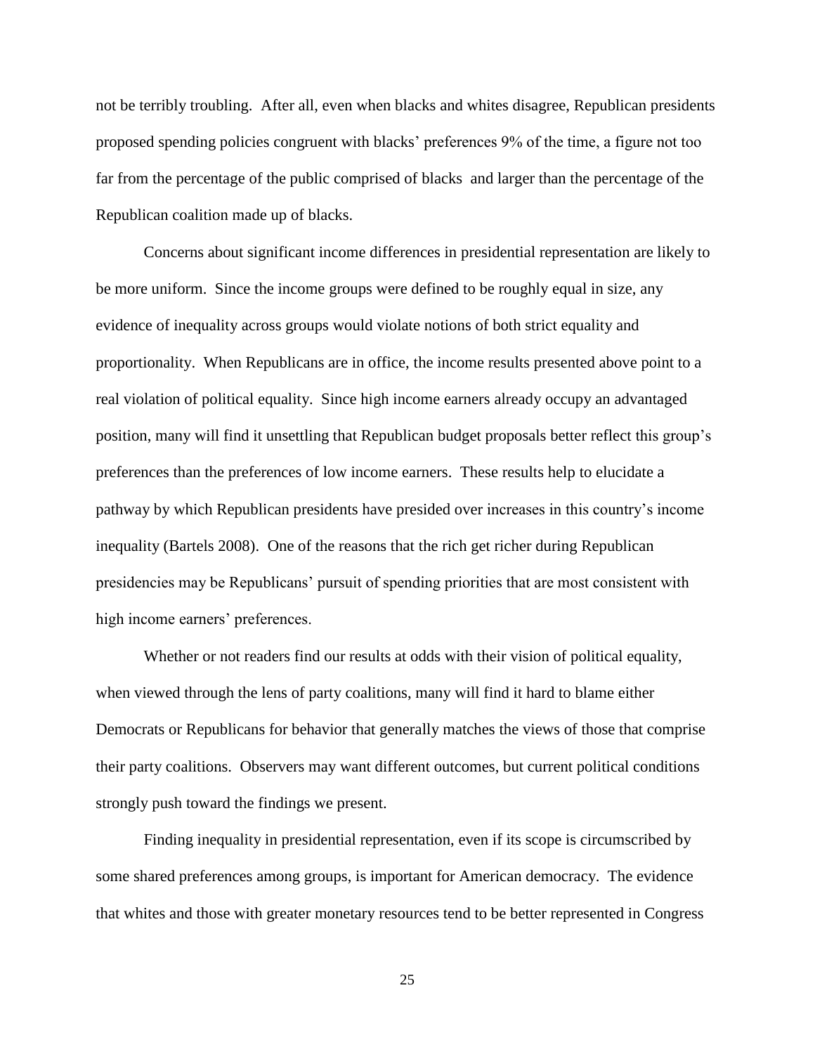not be terribly troubling. After all, even when blacks and whites disagree, Republican presidents proposed spending policies congruent with blacks' preferences 9% of the time, a figure not too far from the percentage of the public comprised of blacks and larger than the percentage of the Republican coalition made up of blacks.

Concerns about significant income differences in presidential representation are likely to be more uniform. Since the income groups were defined to be roughly equal in size, any evidence of inequality across groups would violate notions of both strict equality and proportionality. When Republicans are in office, the income results presented above point to a real violation of political equality. Since high income earners already occupy an advantaged position, many will find it unsettling that Republican budget proposals better reflect this group's preferences than the preferences of low income earners. These results help to elucidate a pathway by which Republican presidents have presided over increases in this country's income inequality (Bartels 2008). One of the reasons that the rich get richer during Republican presidencies may be Republicans' pursuit of spending priorities that are most consistent with high income earners' preferences.

Whether or not readers find our results at odds with their vision of political equality, when viewed through the lens of party coalitions, many will find it hard to blame either Democrats or Republicans for behavior that generally matches the views of those that comprise their party coalitions. Observers may want different outcomes, but current political conditions strongly push toward the findings we present.

Finding inequality in presidential representation, even if its scope is circumscribed by some shared preferences among groups, is important for American democracy. The evidence that whites and those with greater monetary resources tend to be better represented in Congress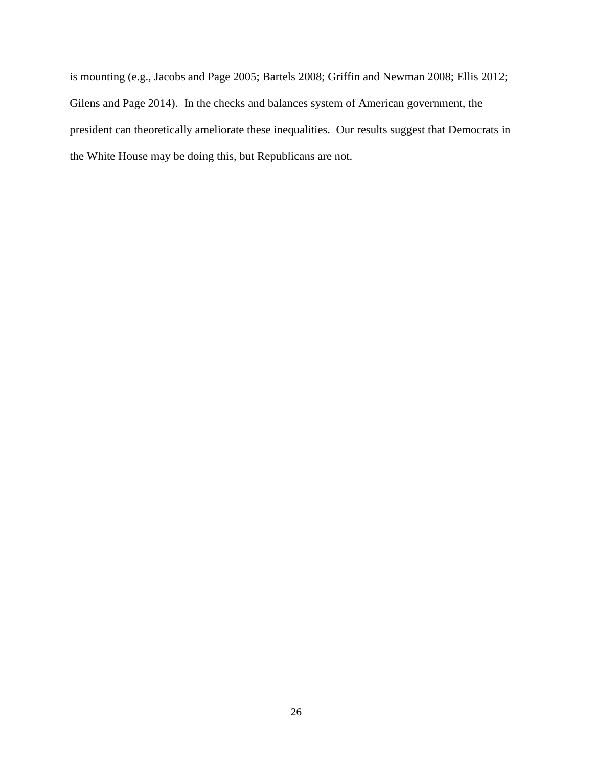is mounting (e.g., Jacobs and Page 2005; Bartels 2008; Griffin and Newman 2008; Ellis 2012; Gilens and Page 2014). In the checks and balances system of American government, the president can theoretically ameliorate these inequalities. Our results suggest that Democrats in the White House may be doing this, but Republicans are not.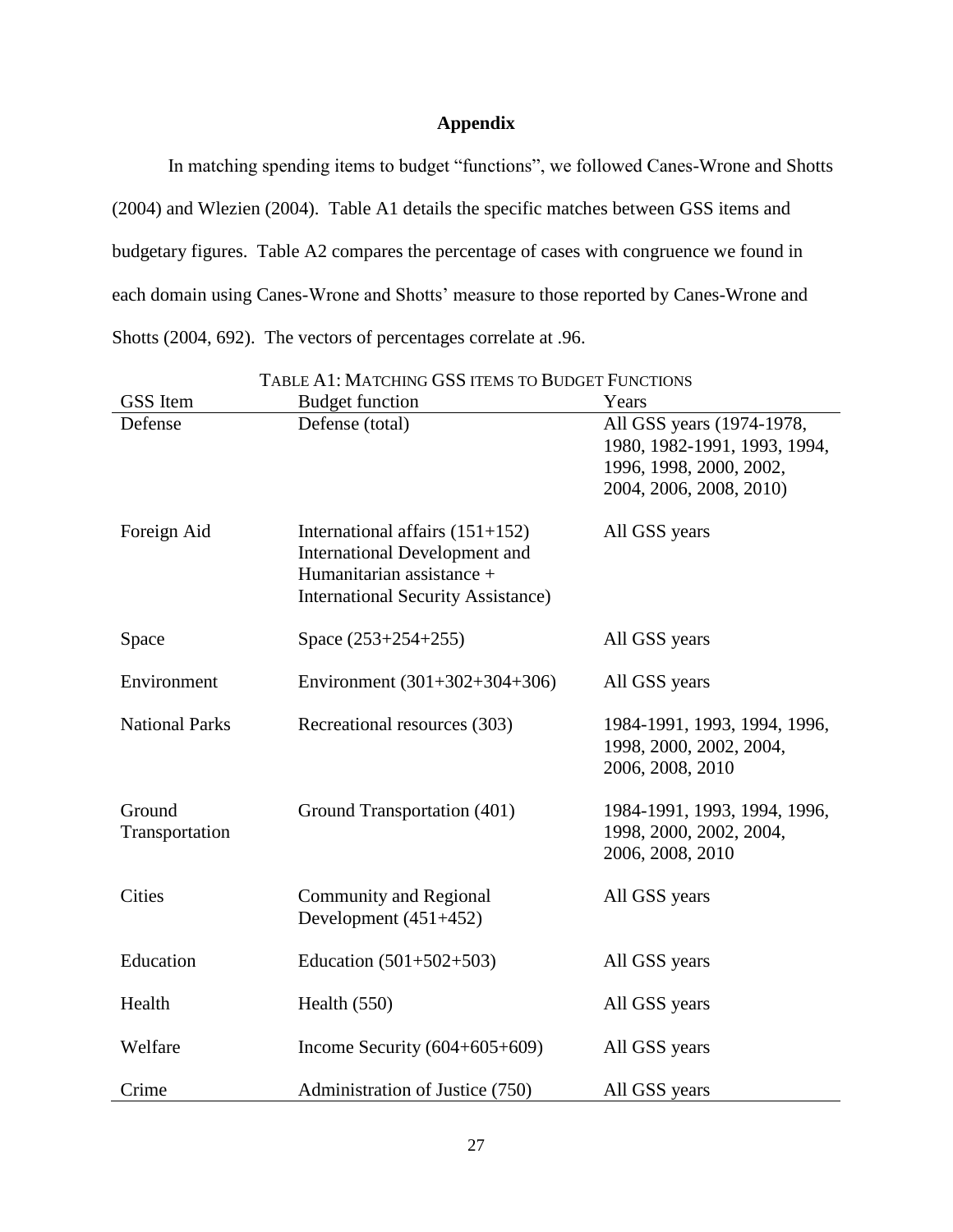# Appendix

In matching spending items to budget "functions", we followed Canes-Wrone and Shotts (2004) and Wlezien (2004). Table A1 details the specific matches between GSS items and budgetary figures. Table A2 compares the percentage of cases with congruence we found in each domain using Canes-Wrone and Shotts' measure to those reported by Canes-Wrone and Shotts (2004, 692). The vectors of percentages correlate at .96.

TABLE A1: MATCHING GSS ITEMS TO BUDGET FUNCTIONS

| GSS Item | Budget function | Years |
|---|---|---|
| Defense | Defense (total) | All GSS years (1974-1978, 1980, 1982-1991, 1993, 1994, 1996, 1998, 2000, 2002, 2004, 2006, 2008, 2010) |
| Foreign Aid | International affairs (151+152) International Development and Humanitarian assistance + International Security Assistance) | All GSS years |
| Space | Space (253+254+255) | All GSS years |
| Environment | Environment (301+302+304+306) | All GSS years |
| National Parks | Recreational resources (303) | 1984-1991, 1993, 1994, 1996, 1998, 2000, 2002, 2004, 2006, 2008, 2010 |
| Ground Transportation | Ground Transportation (401) | 1984-1991, 1993, 1994, 1996, 1998, 2000, 2002, 2004, 2006, 2008, 2010 |
| Cities | Community and Regional Development (451+452) | All GSS years |
| Education | Education (501+502+503) | All GSS years |
| Health | Health (550) | All GSS years |
| Welfare | Income Security (604+605+609) | All GSS years |
| Crime | Administration of Justice (750) | All GSS years |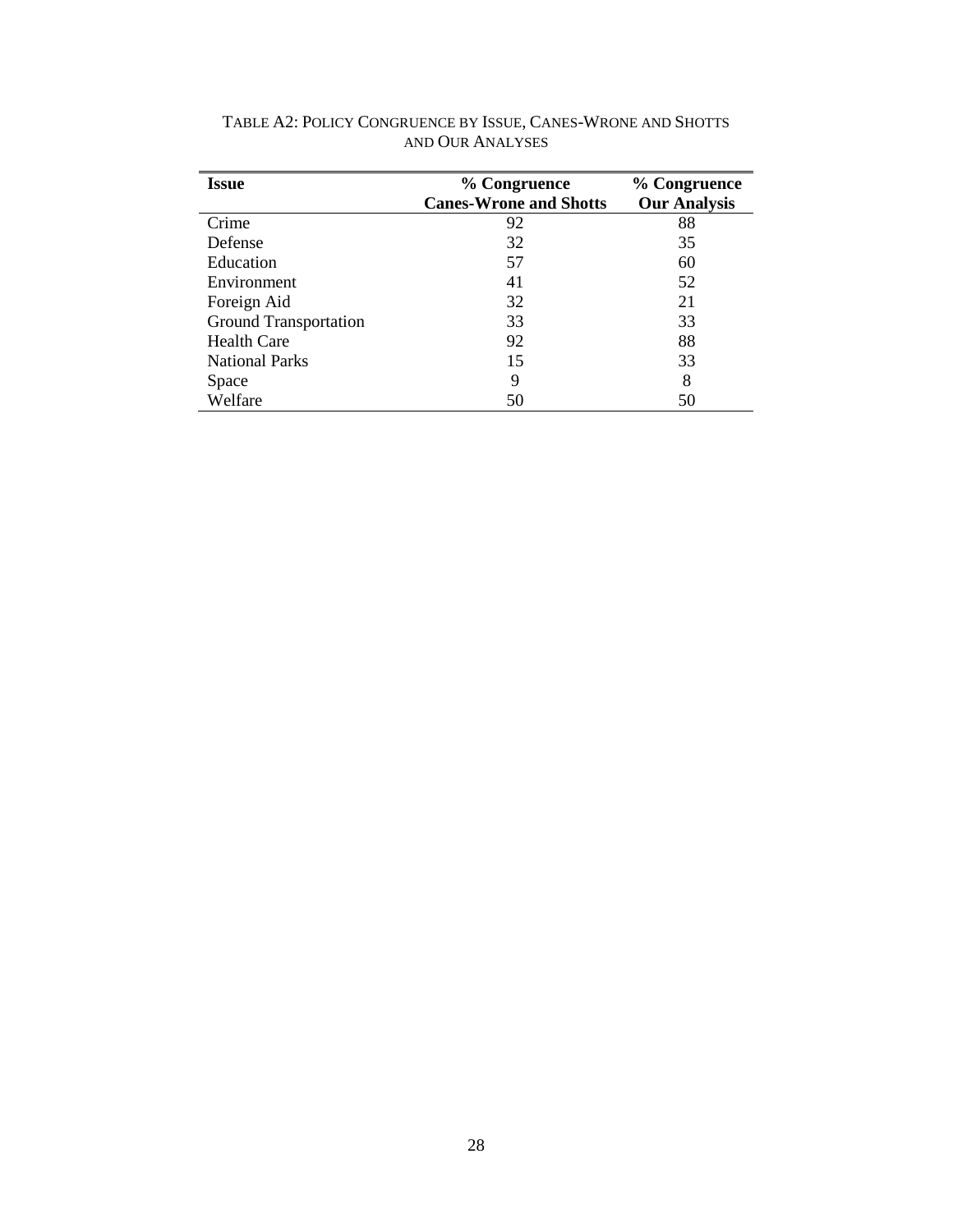TABLE A2: POLICY CONGRUENCE BY ISSUE, CANES-WRONE AND SHOTTS AND OUR ANALYSES

| Issue | % Congruence Canes-Wrone and Shotts | % Congruence Our Analysis |
|---|---|---|
| Crime | 92 | 88 |
| Defense | 32 | 35 |
| Education | 57 | 60 |
| Environment | 41 | 52 |
| Foreign Aid | 32 | 21 |
| Ground Transportation | 33 | 33 |
| Health Care | 92 | 88 |
| National Parks | 15 | 33 |
| Space | 9 | 8 |
| Welfare | 50 | 50 |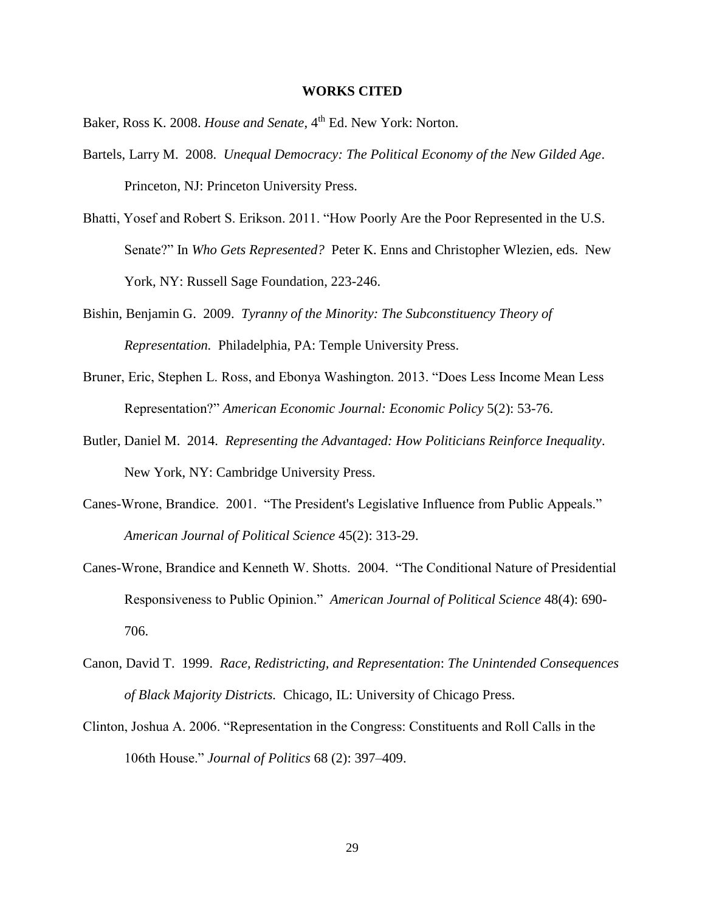# WORKS CITED

Baker, Ross K. 2008. *House and Senate*, 4th Ed. New York: Norton.

Bartels, Larry M. 2008. *Unequal Democracy: The Political Economy of the New Gilded Age*. Princeton, NJ: Princeton University Press.

Bhatti, Yosef and Robert S. Erikson. 2011. "How Poorly Are the Poor Represented in the U.S. Senate?" In *Who Gets Represented?* Peter K. Enns and Christopher Wlezien, eds. New York, NY: Russell Sage Foundation, 223-246.

Bishin, Benjamin G. 2009. *Tyranny of the Minority: The Subconstituency Theory of Representation.* Philadelphia, PA: Temple University Press.

Bruner, Eric, Stephen L. Ross, and Ebonya Washington. 2013. "Does Less Income Mean Less Representation?" *American Economic Journal: Economic Policy* 5(2): 53-76.

Butler, Daniel M. 2014. *Representing the Advantaged: How Politicians Reinforce Inequality*. New York, NY: Cambridge University Press.

Canes-Wrone, Brandice. 2001. "The President's Legislative Influence from Public Appeals." *American Journal of Political Science* 45(2): 313-29.

Canes-Wrone, Brandice and Kenneth W. Shotts. 2004. "The Conditional Nature of Presidential Responsiveness to Public Opinion." *American Journal of Political Science* 48(4): 690-706.

Canon, David T. 1999. *Race, Redistricting, and Representation*: *The Unintended Consequences of Black Majority Districts.* Chicago, IL: University of Chicago Press.

Clinton, Joshua A. 2006. "Representation in the Congress: Constituents and Roll Calls in the 106th House." *Journal of Politics* 68 (2): 397–409.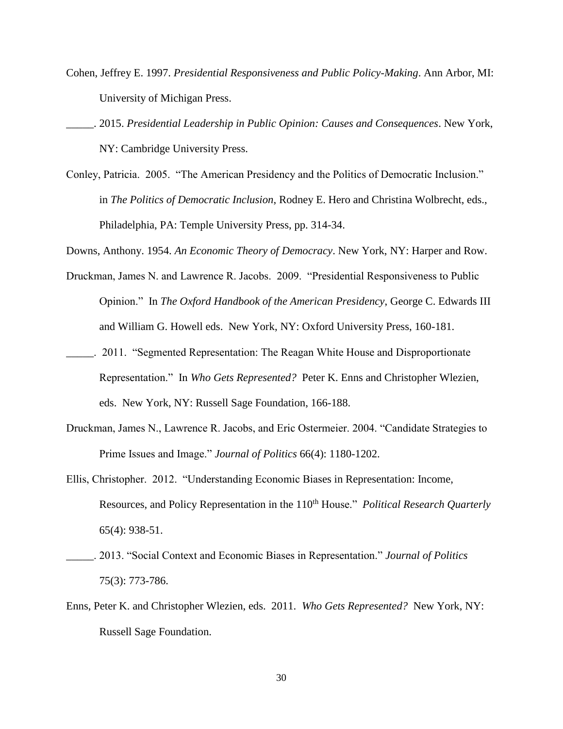Cohen, Jeffrey E. 1997. *Presidential Responsiveness and Public Policy-Making*. Ann Arbor, MI: University of Michigan Press.

_____. 2015. *Presidential Leadership in Public Opinion: Causes and Consequences*. New York, NY: Cambridge University Press.

Conley, Patricia. 2005. "The American Presidency and the Politics of Democratic Inclusion." in *The Politics of Democratic Inclusion*, Rodney E. Hero and Christina Wolbrecht, eds., Philadelphia, PA: Temple University Press, pp. 314-34.

Downs, Anthony. 1954. *An Economic Theory of Democracy*. New York, NY: Harper and Row.

Druckman, James N. and Lawrence R. Jacobs. 2009. "Presidential Responsiveness to Public Opinion." In *The Oxford Handbook of the American Presidency*, George C. Edwards III and William G. Howell eds. New York, NY: Oxford University Press, 160-181.

_____. 2011. "Segmented Representation: The Reagan White House and Disproportionate Representation." In *Who Gets Represented?* Peter K. Enns and Christopher Wlezien, eds. New York, NY: Russell Sage Foundation, 166-188.

Druckman, James N., Lawrence R. Jacobs, and Eric Ostermeier. 2004. "Candidate Strategies to Prime Issues and Image." *Journal of Politics* 66(4): 1180-1202.

Ellis, Christopher. 2012. "Understanding Economic Biases in Representation: Income, Resources, and Policy Representation in the 110th House." *Political Research Quarterly* 65(4): 938-51.

_____. 2013. "Social Context and Economic Biases in Representation." *Journal of Politics* 75(3): 773-786.

Enns, Peter K. and Christopher Wlezien, eds. 2011. *Who Gets Represented?* New York, NY: Russell Sage Foundation.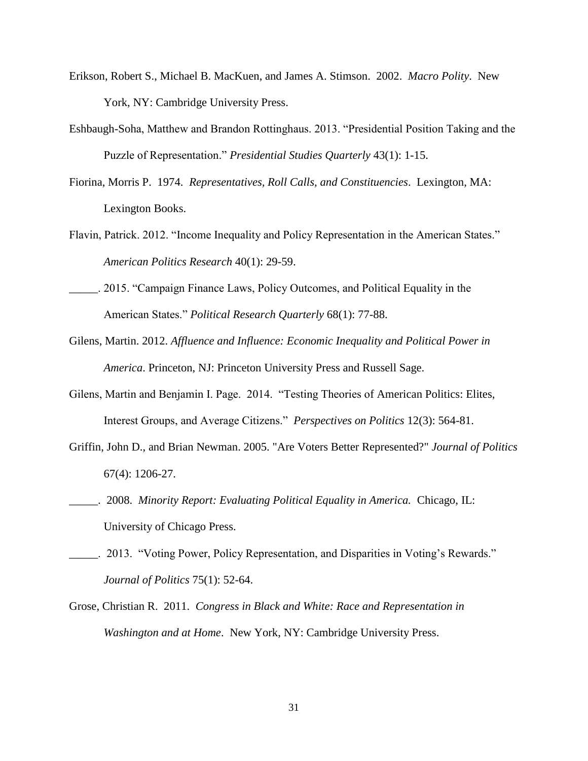Erikson, Robert S., Michael B. MacKuen, and James A. Stimson. 2002. *Macro Polity*. New York, NY: Cambridge University Press.

Eshbaugh-Soha, Matthew and Brandon Rottinghaus. 2013. "Presidential Position Taking and the Puzzle of Representation." *Presidential Studies Quarterly* 43(1): 1-15.

Fiorina, Morris P. 1974. *Representatives, Roll Calls, and Constituencies*. Lexington, MA: Lexington Books.

Flavin, Patrick. 2012. "Income Inequality and Policy Representation in the American States." *American Politics Research* 40(1): 29-59.

_____. 2015. "Campaign Finance Laws, Policy Outcomes, and Political Equality in the American States." *Political Research Quarterly* 68(1): 77-88.

Gilens, Martin. 2012. *Affluence and Influence: Economic Inequality and Political Power in America*. Princeton, NJ: Princeton University Press and Russell Sage.

Gilens, Martin and Benjamin I. Page. 2014. "Testing Theories of American Politics: Elites, Interest Groups, and Average Citizens." *Perspectives on Politics* 12(3): 564-81.

Griffin, John D., and Brian Newman. 2005. "Are Voters Better Represented?" *Journal of Politics* 67(4): 1206-27.

_____. 2008. *Minority Report: Evaluating Political Equality in America.* Chicago, IL: University of Chicago Press.

_____. 2013. "Voting Power, Policy Representation, and Disparities in Voting's Rewards." *Journal of Politics* 75(1): 52-64.

Grose, Christian R. 2011. *Congress in Black and White: Race and Representation in Washington and at Home*. New York, NY: Cambridge University Press.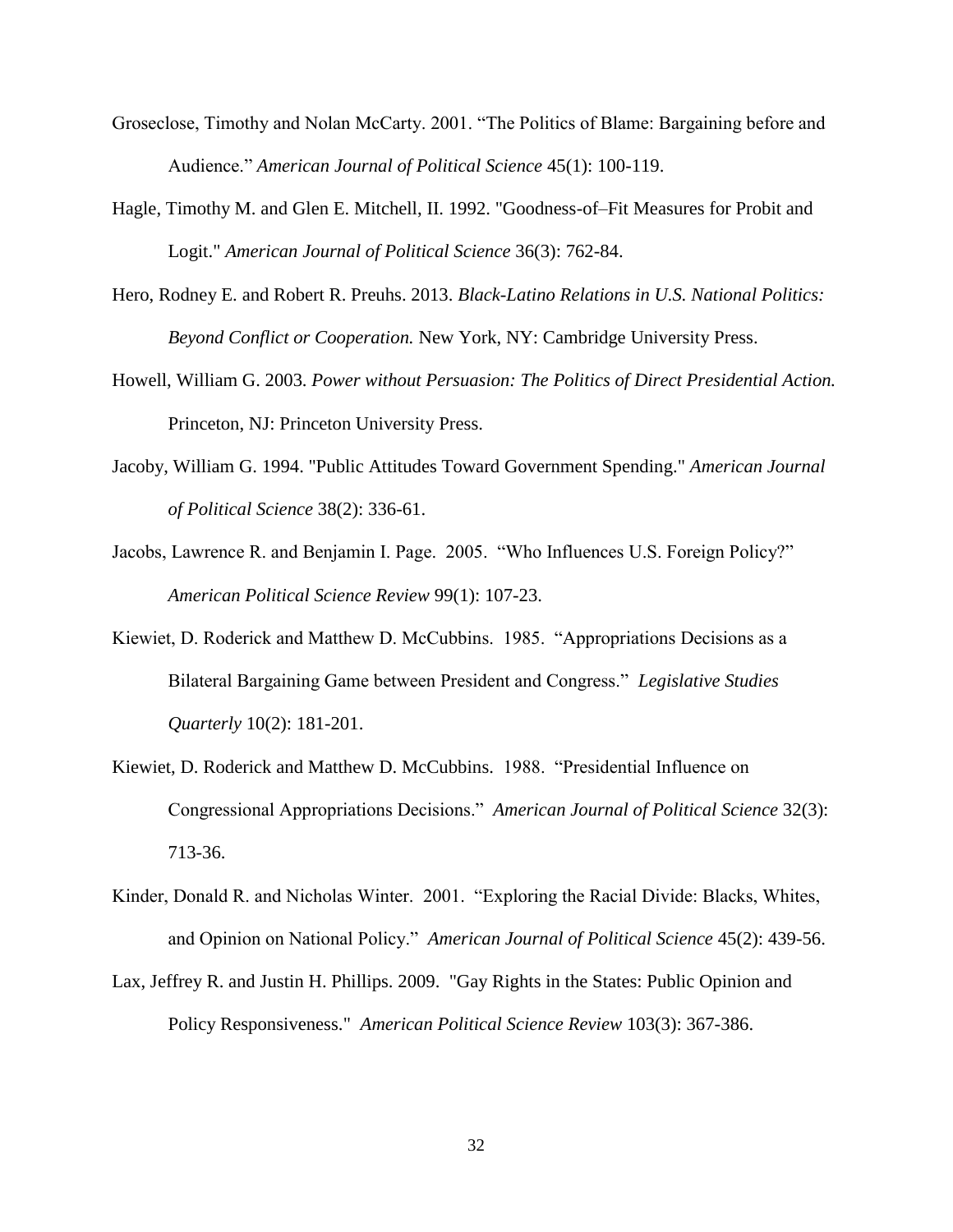Groseclose, Timothy and Nolan McCarty. 2001. "The Politics of Blame: Bargaining before and Audience." *American Journal of Political Science* 45(1): 100-119.

Hagle, Timothy M. and Glen E. Mitchell, II. 1992. "Goodness-of–Fit Measures for Probit and Logit." *American Journal of Political Science* 36(3): 762-84.

Hero, Rodney E. and Robert R. Preuhs. 2013. *Black-Latino Relations in U.S. National Politics: Beyond Conflict or Cooperation.* New York, NY: Cambridge University Press.

Howell, William G. 2003. *Power without Persuasion: The Politics of Direct Presidential Action.* Princeton, NJ: Princeton University Press.

Jacoby, William G. 1994. "Public Attitudes Toward Government Spending." *American Journal of Political Science* 38(2): 336-61.

Jacobs, Lawrence R. and Benjamin I. Page. 2005. "Who Influences U.S. Foreign Policy?" *American Political Science Review* 99(1): 107-23.

Kiewiet, D. Roderick and Matthew D. McCubbins. 1985. "Appropriations Decisions as a Bilateral Bargaining Game between President and Congress." *Legislative Studies Quarterly* 10(2): 181-201.

Kiewiet, D. Roderick and Matthew D. McCubbins. 1988. "Presidential Influence on Congressional Appropriations Decisions." *American Journal of Political Science* 32(3): 713-36.

Kinder, Donald R. and Nicholas Winter. 2001. "Exploring the Racial Divide: Blacks, Whites, and Opinion on National Policy." *American Journal of Political Science* 45(2): 439-56.

Lax, Jeffrey R. and Justin H. Phillips. 2009. "Gay Rights in the States: Public Opinion and Policy Responsiveness." *American Political Science Review* 103(3): 367-386.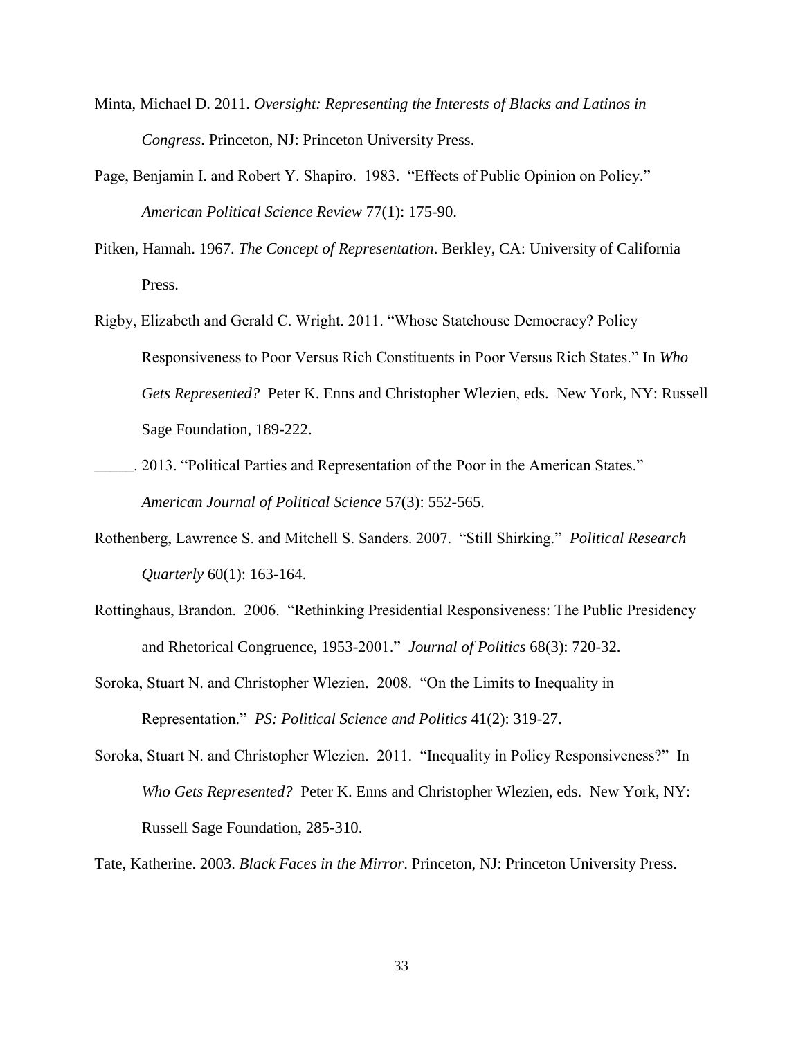Minta, Michael D. 2011. *Oversight: Representing the Interests of Blacks and Latinos in Congress*. Princeton, NJ: Princeton University Press.

Page, Benjamin I. and Robert Y. Shapiro. 1983. "Effects of Public Opinion on Policy." *American Political Science Review* 77(1): 175-90.

Pitken, Hannah. 1967. *The Concept of Representation*. Berkley, CA: University of California Press.

Rigby, Elizabeth and Gerald C. Wright. 2011. "Whose Statehouse Democracy? Policy Responsiveness to Poor Versus Rich Constituents in Poor Versus Rich States." In *Who Gets Represented?* Peter K. Enns and Christopher Wlezien, eds. New York, NY: Russell Sage Foundation, 189-222.

_____. 2013. "Political Parties and Representation of the Poor in the American States." *American Journal of Political Science* 57(3): 552-565.

Rothenberg, Lawrence S. and Mitchell S. Sanders. 2007. "Still Shirking." *Political Research Quarterly* 60(1): 163-164.

Rottinghaus, Brandon. 2006. "Rethinking Presidential Responsiveness: The Public Presidency and Rhetorical Congruence, 1953-2001." *Journal of Politics* 68(3): 720-32.

Soroka, Stuart N. and Christopher Wlezien. 2008. "On the Limits to Inequality in Representation." *PS: Political Science and Politics* 41(2): 319-27.

Soroka, Stuart N. and Christopher Wlezien. 2011. "Inequality in Policy Responsiveness?" In *Who Gets Represented?* Peter K. Enns and Christopher Wlezien, eds. New York, NY: Russell Sage Foundation, 285-310.

Tate, Katherine. 2003. *Black Faces in the Mirror*. Princeton, NJ: Princeton University Press.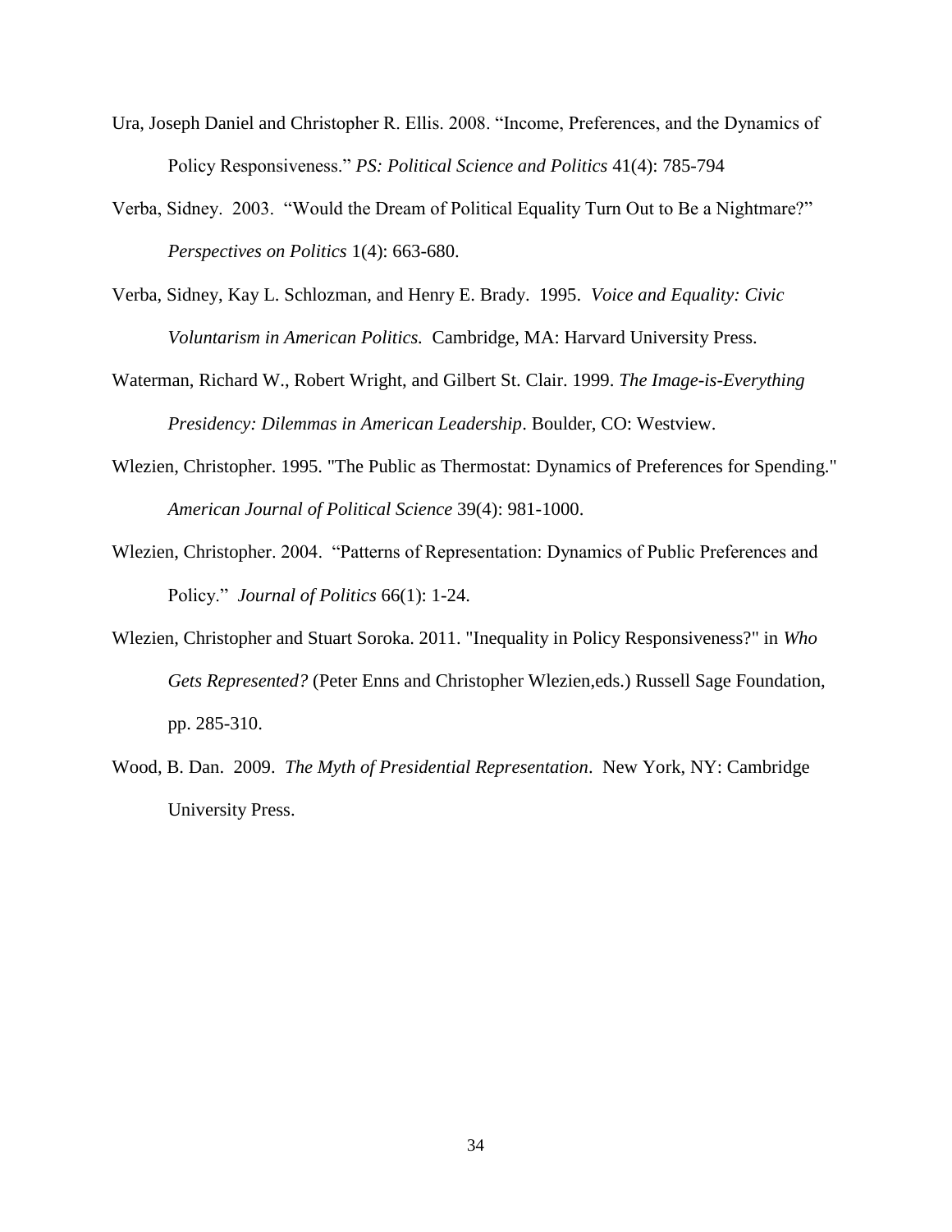Ura, Joseph Daniel and Christopher R. Ellis. 2008. "Income, Preferences, and the Dynamics of Policy Responsiveness." *PS: Political Science and Politics* 41(4): 785-794

Verba, Sidney. 2003. "Would the Dream of Political Equality Turn Out to Be a Nightmare?" *Perspectives on Politics* 1(4): 663-680.

Verba, Sidney, Kay L. Schlozman, and Henry E. Brady. 1995. *Voice and Equality: Civic Voluntarism in American Politics.* Cambridge, MA: Harvard University Press.

Waterman, Richard W., Robert Wright, and Gilbert St. Clair. 1999. *The Image-is-Everything Presidency: Dilemmas in American Leadership*. Boulder, CO: Westview.

Wlezien, Christopher. 1995. "The Public as Thermostat: Dynamics of Preferences for Spending." *American Journal of Political Science* 39(4): 981-1000.

Wlezien, Christopher. 2004. "Patterns of Representation: Dynamics of Public Preferences and Policy." *Journal of Politics* 66(1): 1-24.

Wlezien, Christopher and Stuart Soroka. 2011. "Inequality in Policy Responsiveness?" in *Who Gets Represented?* (Peter Enns and Christopher Wlezien,eds.) Russell Sage Foundation, pp. 285-310.

Wood, B. Dan. 2009. *The Myth of Presidential Representation*. New York, NY: Cambridge University Press.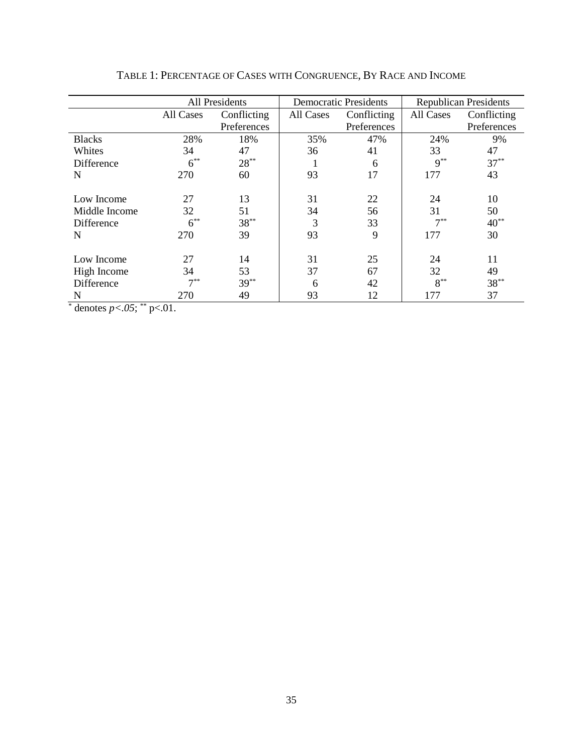TABLE 1: PERCENTAGE OF CASES WITH CONGRUENCE, BY RACE AND INCOME

| | All Presidents | | Democratic Presidents | | Republican Presidents | |
|---|---|---|---|---|---|---|
| | All Cases | Conflicting Preferences | All Cases | Conflicting Preferences | All Cases | Conflicting Preferences |
| Blacks | 28% | 18% | 35% | 47% | 24% | 9% |
| Whites | 34 | 47 | 36 | 41 | 33 | 47 |
| Difference | 6** | 28** | 1 | 6 | 9** | 37** |
| N | 270 | 60 | 93 | 17 | 177 | 43 |
| | | | | | | |
| Low Income | 27 | 13 | 31 | 22 | 24 | 10 |
| Middle Income | 32 | 51 | 34 | 56 | 31 | 50 |
| Difference | 6** | 38** | 3 | 33 | 7** | 40** |
| N | 270 | 39 | 93 | 9 | 177 | 30 |
| | | | | | | |
| Low Income | 27 | 14 | 31 | 25 | 24 | 11 |
| High Income | 34 | 53 | 37 | 67 | 32 | 49 |
| Difference | 7** | 39** | 6 | 42 | 8** | 38** |
| N | 270 | 49 | 93 | 12 | 177 | 37 |

* denotes $p<.05$; ** $p<.01$.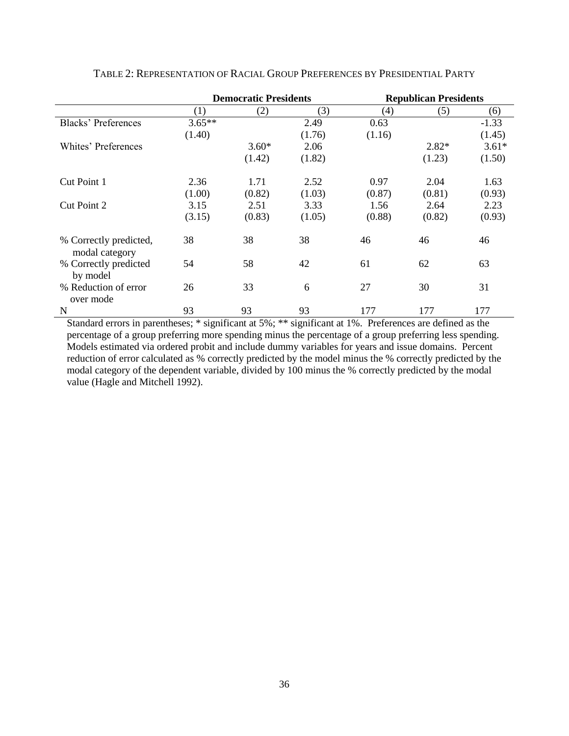TABLE 2: REPRESENTATION OF RACIAL GROUP PREFERENCES BY PRESIDENTIAL PARTY

| | Democratic Presidents | | | Republican Presidents | | |
|---|---|---|---|---|---|---|
| | (1) | (2) | (3) | (4) | (5) | (6) |
| Blacks' Preferences | 3.65** | | 2.49 | 0.63 | | -1.33 |
| | (1.40) | | (1.76) | (1.16) | | (1.45) |
| Whites' Preferences | | 3.60* | 2.06 | | 2.82* | 3.61* |
| | | (1.42) | (1.82) | | (1.23) | (1.50) |
| Cut Point 1 | 2.36 | 1.71 | 2.52 | 0.97 | 2.04 | 1.63 |
| | (1.00) | (0.82) | (1.03) | (0.87) | (0.81) | (0.93) |
| Cut Point 2 | 3.15 | 2.51 | 3.33 | 1.56 | 2.64 | 2.23 |
| | (3.15) | (0.83) | (1.05) | (0.88) | (0.82) | (0.93) |
| % Correctly predicted, modal category | 38 | 38 | 38 | 46 | 46 | 46 |
| % Correctly predicted by model | 54 | 58 | 42 | 61 | 62 | 63 |
| % Reduction of error over mode | 26 | 33 | 6 | 27 | 30 | 31 |
| N | 93 | 93 | 93 | 177 | 177 | 177 |

Standard errors in parentheses; * significant at 5%; ** significant at 1%. Preferences are defined as the percentage of a group preferring more spending minus the percentage of a group preferring less spending. Models estimated via ordered probit and include dummy variables for years and issue domains. Percent reduction of error calculated as % correctly predicted by the model minus the % correctly predicted by the modal category of the dependent variable, divided by 100 minus the % correctly predicted by the modal value (Hagle and Mitchell 1992).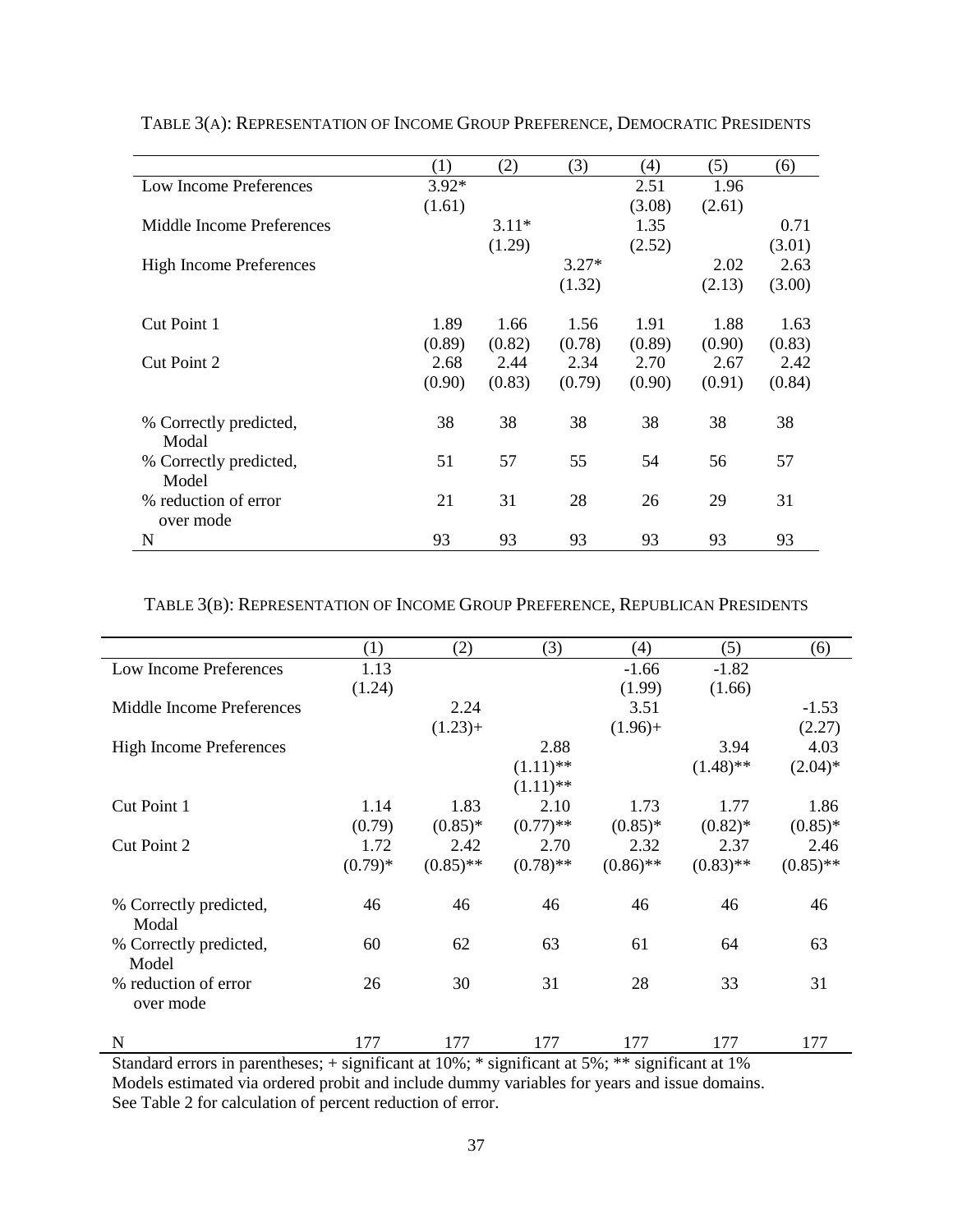TABLE 3(A): REPRESENTATION OF INCOME GROUP PREFERENCE, DEMOCRATIC PRESIDENTS

| | (1) | (2) | (3) | (4) | (5) | (6) |
|---|---|---|---|---|---|---|
| Low Income Preferences | 3.92* | | | 2.51 | 1.96 | |
| | (1.61) | | | (3.08) | (2.61) | |
| Middle Income Preferences | | 3.11* | | 1.35 | | 0.71 |
| | | (1.29) | | (2.52) | | (3.01) |
| High Income Preferences | | | 3.27* | | 2.02 | 2.63 |
| | | | (1.32) | | (2.13) | (3.00) |
| Cut Point 1 | 1.89 | 1.66 | 1.56 | 1.91 | 1.88 | 1.63 |
| | (0.89) | (0.82) | (0.78) | (0.89) | (0.90) | (0.83) |
| Cut Point 2 | 2.68 | 2.44 | 2.34 | 2.70 | 2.67 | 2.42 |
| | (0.90) | (0.83) | (0.79) | (0.90) | (0.91) | (0.84) |
| % Correctly predicted, Modal | 38 | 38 | 38 | 38 | 38 | 38 |
| % Correctly predicted, Model | 51 | 57 | 55 | 54 | 56 | 57 |
| % reduction of error over mode | 21 | 31 | 28 | 26 | 29 | 31 |
| N | 93 | 93 | 93 | 93 | 93 | 93 |

TABLE 3(B): REPRESENTATION OF INCOME GROUP PREFERENCE, REPUBLICAN PRESIDENTS

| | (1) | (2) | (3) | (4) | (5) | (6) |
|---|---|---|---|---|---|---|
| Low Income Preferences | 1.13 | | | -1.66 | -1.82 | |
| | (1.24) | | | (1.99) | (1.66) | |
| Middle Income Preferences | | 2.24 | | 3.51 | | -1.53 |
| | | (1.23)+ | | (1.96)+ | | (2.27) |
| High Income Preferences | | | 2.88 | | 3.94 | 4.03 |
| | | | (1.11)** | | (1.48)** | (2.04)* |
| | | | (1.11)** | | | |
| Cut Point 1 | 1.14 | 1.83 | 2.10 | 1.73 | 1.77 | 1.86 |
| | (0.79) | (0.85)* | (0.77)** | (0.85)* | (0.82)* | (0.85)* |
| Cut Point 2 | 1.72 | 2.42 | 2.70 | 2.32 | 2.37 | 2.46 |
| | (0.79)* | (0.85)** | (0.78)** | (0.86)** | (0.83)** | (0.85)** |
| % Correctly predicted, Modal | 46 | 46 | 46 | 46 | 46 | 46 |
| % Correctly predicted, Model | 60 | 62 | 63 | 61 | 64 | 63 |
| % reduction of error over mode | 26 | 30 | 31 | 28 | 33 | 31 |
| N | 177 | 177 | 177 | 177 | 177 | 177 |

Standard errors in parentheses; + significant at 10%; * significant at 5%; ** significant at 1%
Models estimated via ordered probit and include dummy variables for years and issue domains.
See Table 2 for calculation of percent reduction of error.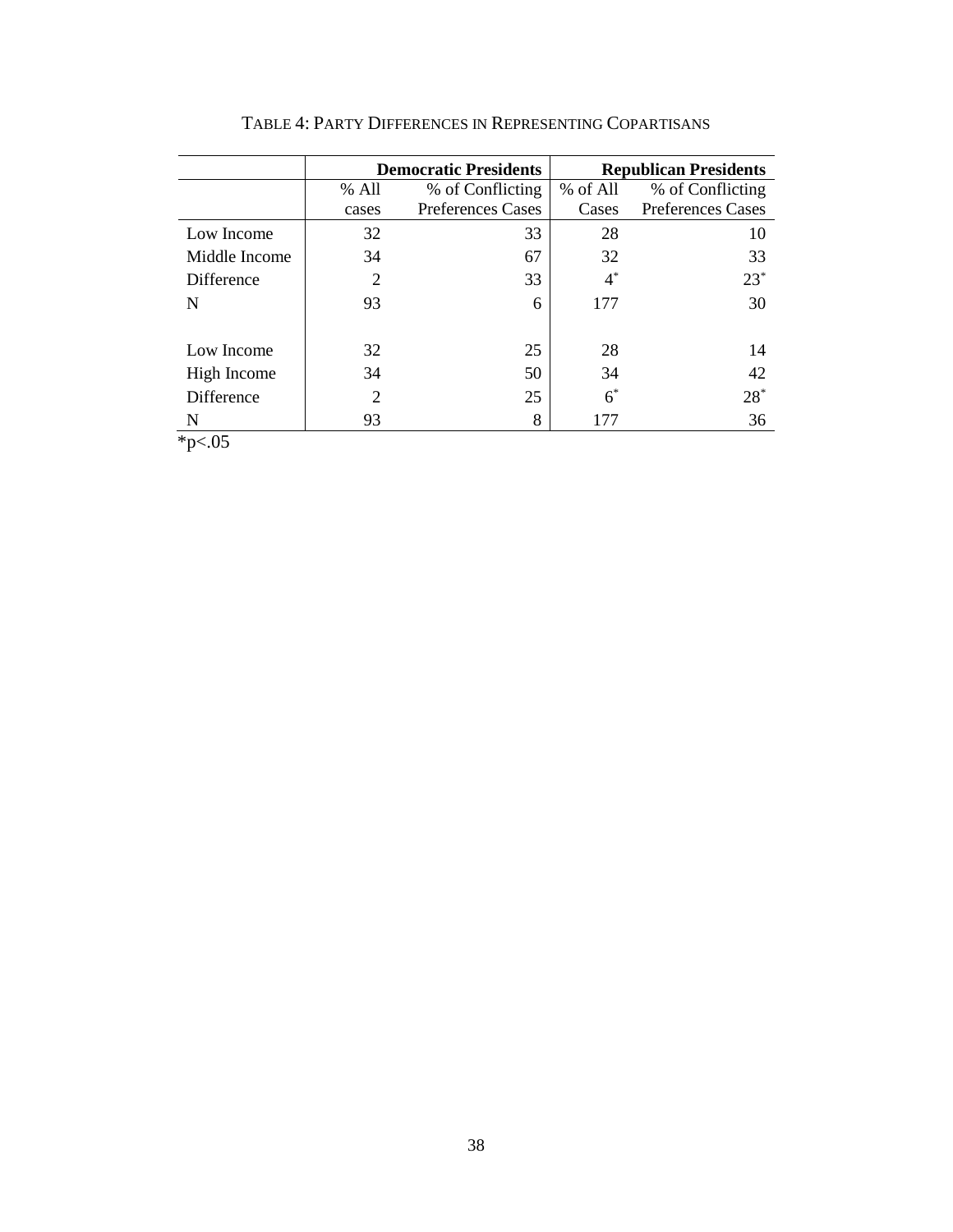TABLE 4: PARTY DIFFERENCES IN REPRESENTING COPARTISANS

| | **Democratic Presidents** | | **Republican Presidents** | |
|---|---|---|---|---|
| | % All cases | % of Conflicting Preferences Cases | % of All Cases | % of Conflicting Preferences Cases |
| Low Income | 32 | 33 | 28 | 10 |
| Middle Income | 34 | 67 | 32 | 33 |
| Difference | 2 | 33 | 4* | 23* |
| N | 93 | 6 | 177 | 30 |
| | | | | |
| Low Income | 32 | 25 | 28 | 14 |
| High Income | 34 | 50 | 34 | 42 |
| Difference | 2 | 25 | 6* | 28* |
| N | 93 | 8 | 177 | 36 |

*p<.05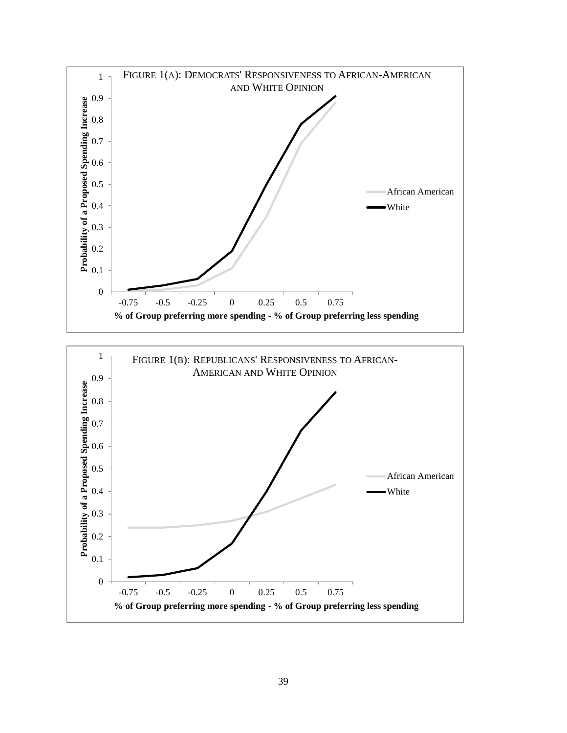FIGURE 1(A): DEMOCRATS' RESPONSIVENESS TO AFRICAN-AMERICAN AND WHITE OPINION

FIGURE 1(B): REPUBLICANS' RESPONSIVENESS TO AFRICAN-AMERICAN AND WHITE OPINION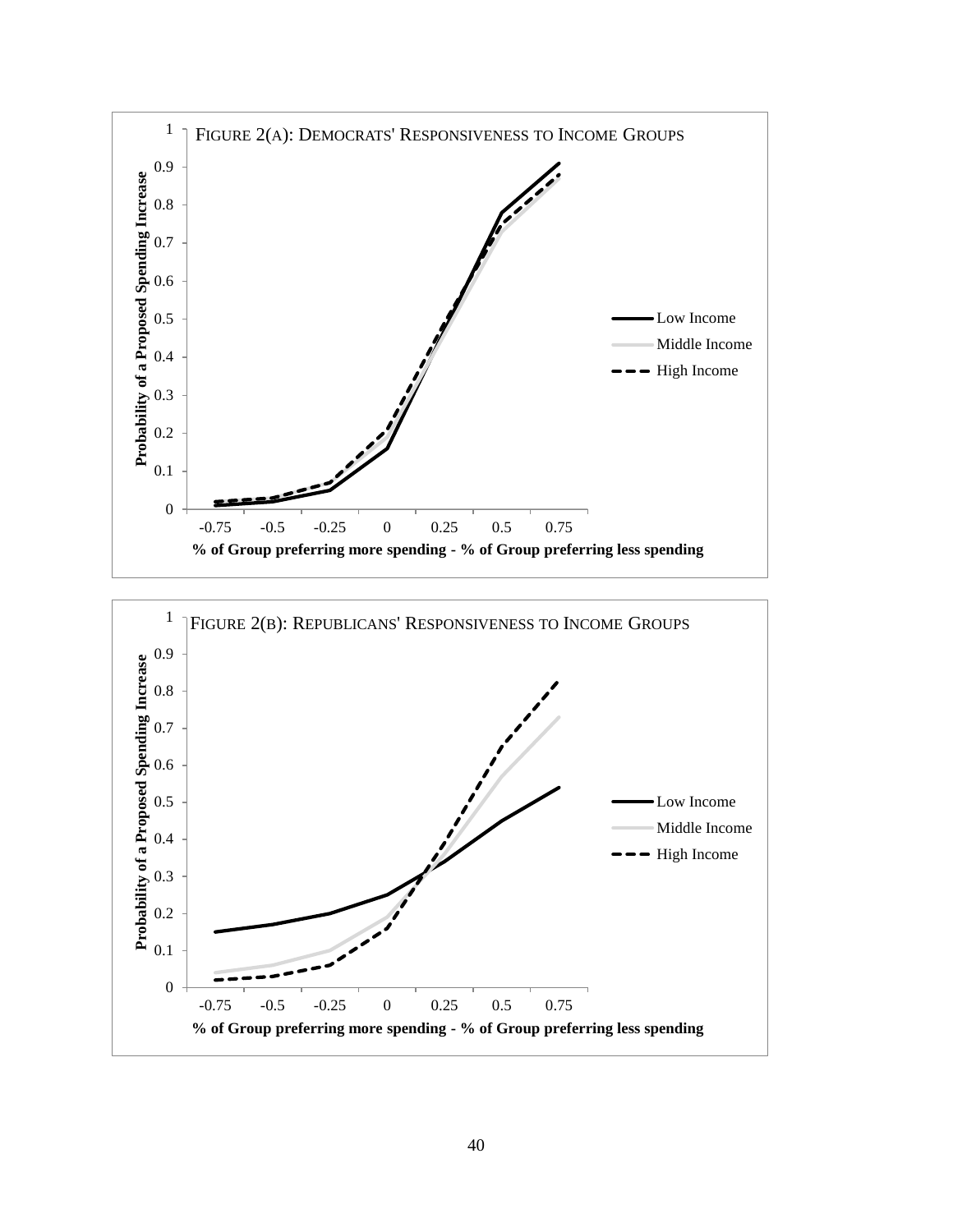FIGURE 2(A): DEMOCRATS' RESPONSIVENESS TO INCOME GROUPS

Probability of a Proposed Spending Increase

1
0.9
0.8
0.7
0.6
0.5
0.4
0.3
0.2
0.1
0

-0.75 -0.5 -0.25 0 0.25 0.5 0.75

% of Group preferring more spending - % of Group preferring less spending

Low Income
Middle Income
High Income

FIGURE 2(B): REPUBLICANS' RESPONSIVENESS TO INCOME GROUPS

Probability of a Proposed Spending Increase

1
0.9
0.8
0.7
0.6
0.5
0.4
0.3
0.2
0.1
0

-0.75 -0.5 -0.25 0 0.25 0.5 0.75

% of Group preferring more spending - % of Group preferring less spending

Low Income
Middle Income
High Income